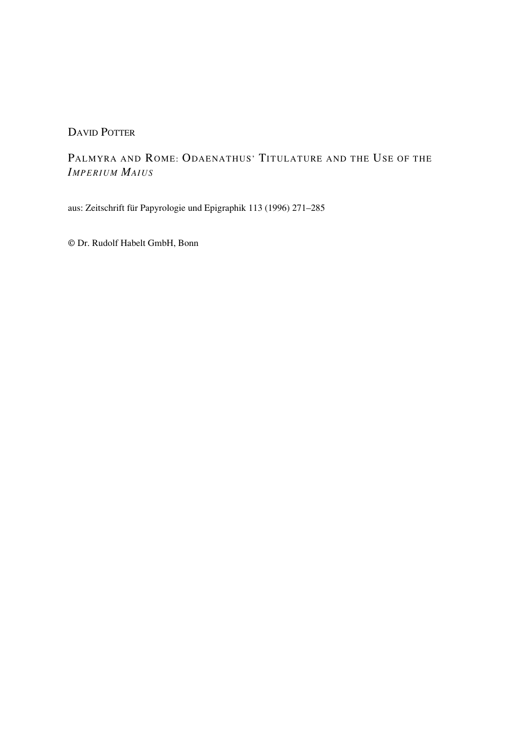David Potter

# Palmyra and Rome: Odaenathus' Titulature and the Use of the *Imperium Maius*

aus: Zeitschrift für Papyrologie und Epigraphik 113 (1996) 271–285

© Dr. Rudolf Habelt GmbH, Bonn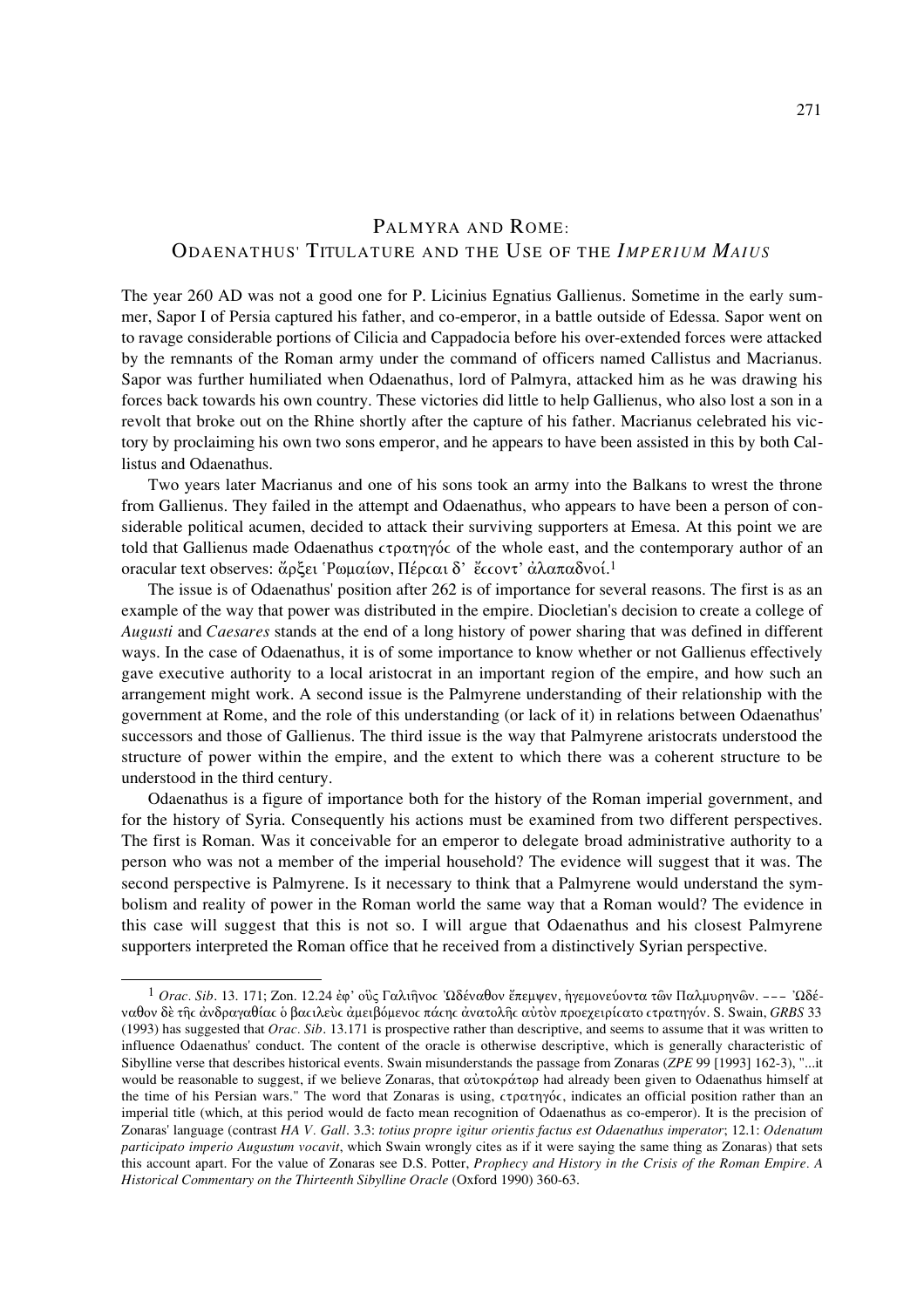# Palmyra and Rome: Odaenathus' Titulature and the Use of the *Imperium Maius*

The year 260 AD was not a good one for P. Licinius Egnatius Gallienus. Sometime in the early summer, Sapor I of Persia captured his father, and co-emperor, in a battle outside of Edessa. Sapor went on to ravage considerable portions of Cilicia and Cappadocia before his over-extended forces were attacked by the remnants of the Roman army under the command of officers named Callistus and Macrianus. Sapor was further humiliated when Odaenathus, lord of Palmyra, attacked him as he was drawing his forces back towards his own country. These victories did little to help Gallienus, who also lost a son in a revolt that broke out on the Rhine shortly after the capture of his father. Macrianus celebrated his victory by proclaiming his own two sons emperor, and he appears to have been assisted in this by both Callistus and Odaenathus.

Two years later Macrianus and one of his sons took an army into the Balkans to wrest the throne from Gallienus. They failed in the attempt and Odaenathus, who appears to have been a person of considerable political acumen, decided to attack their surviving supporters at Emesa. At this point we are told that Gallienus made Odaenathus ϲτρατηγόϲ of the whole east, and the contemporary author of an oracular text observes: ἄρξει Ῥωμαίων, Πέρϲαι δ᾽ ἔϲϲοντ᾽ ἀλαπαδνοί.[1]

The issue is of Odaenathus' position after 262 is of importance for several reasons. The first is as an example of the way that power was distributed in the empire. Diocletian's decision to create a college of *Augusti* and *Caesares* stands at the end of a long history of power sharing that was defined in different ways. In the case of Odaenathus, it is of some importance to know whether or not Gallienus effectively gave executive authority to a local aristocrat in an important region of the empire, and how such an arrangement might work. A second issue is the Palmyrene understanding of their relationship with the government at Rome, and the role of this understanding (or lack of it) in relations between Odaenathus' successors and those of Gallienus. The third issue is the way that Palmyrene aristocrats understood the structure of power within the empire, and the extent to which there was a coherent structure to be understood in the third century.

Odaenathus is a figure of importance both for the history of the Roman imperial government, and for the history of Syria. Consequently his actions must be examined from two different perspectives. The first is Roman. Was it conceivable for an emperor to delegate broad administrative authority to a person who was not a member of the imperial household? The evidence will suggest that it was. The second perspective is Palmyrene. Is it necessary to think that a Palmyrene would understand the symbolism and reality of power in the Roman world the same way that a Roman would? The evidence in this case will suggest that this is not so. I will argue that Odaenathus and his closest Palmyrene supporters interpreted the Roman office that he received from a distinctively Syrian perspective.

---

[1] *Orac. Sib*. 13. 171; Zon. 12.24 ἐφ᾽ οὓϲ Γαλιῆνοϲ Ὠδέναθον ἔπεμψεν, ἡγεμονεύοντα τῶν Παλμυρηνῶν. --- Ὠδέναθον δὲ τῆϲ ἀνδραγαθίαϲ ὁ βαϲιλεὺϲ ἀμειβόμενοϲ πάϲηϲ ἀνατολῆϲ αὐτὸν προεχειρίϲατο ϲτρατηγόν. S. Swain, *GRBS* 33 (1993) has suggested that *Orac. Sib*. 13.171 is prospective rather than descriptive, and seems to assume that it was written to influence Odaenathus' conduct. The content of the oracle is otherwise descriptive, which is generally characteristic of Sibylline verse that describes historical events. Swain misunderstands the passage from Zonaras (*ZPE* 99 [1993] 162-3), "...it would be reasonable to suggest, if we believe Zonaras, that αὐτοκράτωρ had already been given to Odaenathus himself at the time of his Persian wars." The word that Zonaras is using, ϲτρατηγόϲ, indicates an official position rather than an imperial title (which, at this period would de facto mean recognition of Odaenathus as co-emperor). It is the precision of Zonaras' language (contrast *HA V. Gall*. 3.3: *totius propre igitur orientis factus est Odaenathus imperator*; 12.1: *Odenatum participato imperio Augustum vocavit*, which Swain wrongly cites as if it were saying the same thing as Zonaras) that sets this account apart. For the value of Zonaras see D.S. Potter, *Prophecy and History in the Crisis of the Roman Empire. A Historical Commentary on the Thirteenth Sibylline Oracle* (Oxford 1990) 360-63.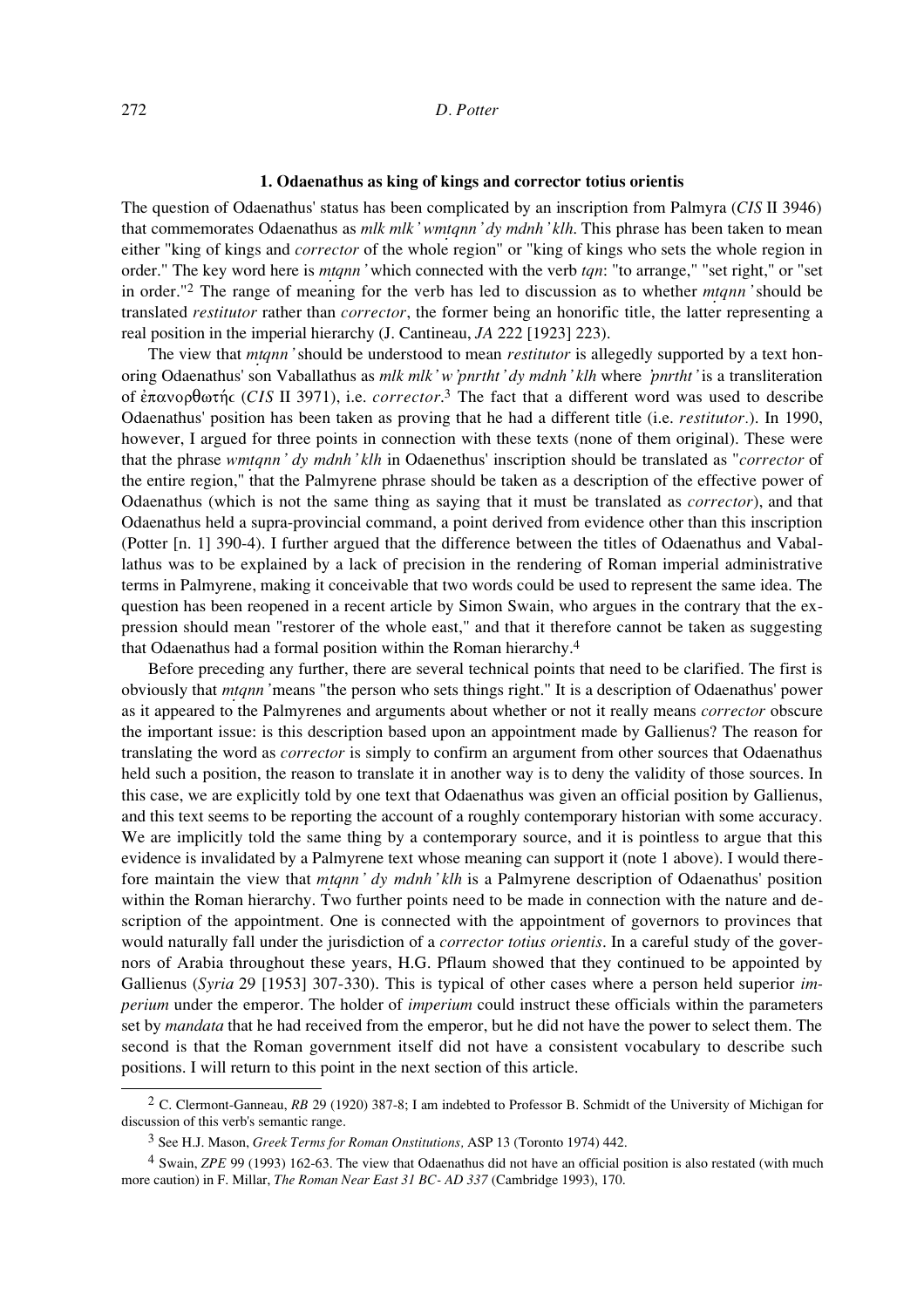### 1. Odaenathus as king of kings and corrector totius orientis

The question of Odaenathus' status has been complicated by an inscription from Palmyra (*CIS* II 3946) that commemorates Odaenathus as *mlk mlk' wmṭqnn' dy mdnh' klh*. This phrase has been taken to mean either "king of kings and *corrector* of the whole region" or "king of kings who sets the whole region in order." The key word here is *mṭqnn'* which connected with the verb *tqn*: "to arrange," "set right," or "set in order."[2] The range of meaning for the verb has led to discussion as to whether *mṭqnn'* should be translated *restitutor* rather than *corrector*, the former being an honorific title, the latter representing a real position in the imperial hierarchy (J. Cantineau, *JA* 222 [1923] 223).

The view that *mṭqnn'* should be understood to mean *restitutor* is allegedly supported by a text honoring Odaenathus' son Vaballathus as *mlk mlk' w'pnrtht' dy mdnh' klh* where *'pnrtht'* is a transliteration of ἐπανορθωτής (*CIS* II 3971), i.e. *corrector*.[3] The fact that a different word was used to describe Odaenathus' position has been taken as proving that he had a different title (i.e. *restitutor*.). In 1990, however, I argued for three points in connection with these texts (none of them original). These were that the phrase *wmṭqnn' dy mdnh' klh* in Odaenethus' inscription should be translated as "*corrector* of the entire region," that the Palmyrene phrase should be taken as a description of the effective power of Odaenathus (which is not the same thing as saying that it must be translated as *corrector*), and that Odaenathus held a supra-provincial command, a point derived from evidence other than this inscription (Potter [n. 1] 390-4). I further argued that the difference between the titles of Odaenathus and Vaballathus was to be explained by a lack of precision in the rendering of Roman imperial administrative terms in Palmyrene, making it conceivable that two words could be used to represent the same idea. The question has been reopened in a recent article by Simon Swain, who argues in the contrary that the expression should mean "restorer of the whole east," and that it therefore cannot be taken as suggesting that Odaenathus had a formal position within the Roman hierarchy.[4]

Before preceding any further, there are several technical points that need to be clarified. The first is obviously that *mṭqnn'* means "the person who sets things right." It is a description of Odaenathus' power as it appeared to the Palmyrenes and arguments about whether or not it really means *corrector* obscure the important issue: is this description based upon an appointment made by Gallienus? The reason for translating the word as *corrector* is simply to confirm an argument from other sources that Odaenathus held such a position, the reason to translate it in another way is to deny the validity of those sources. In this case, we are explicitly told by one text that Odaenathus was given an official position by Gallienus, and this text seems to be reporting the account of a roughly contemporary historian with some accuracy. We are implicitly told the same thing by a contemporary source, and it is pointless to argue that this evidence is invalidated by a Palmyrene text whose meaning can support it (note 1 above). I would therefore maintain the view that *mṭqnn' dy mdnh' klh* is a Palmyrene description of Odaenathus' position within the Roman hierarchy. Two further points need to be made in connection with the nature and description of the appointment. One is connected with the appointment of governors to provinces that would naturally fall under the jurisdiction of a *corrector totius orientis*. In a careful study of the governors of Arabia throughout these years, H.G. Pflaum showed that they continued to be appointed by Gallienus (*Syria* 29 [1953] 307-330). This is typical of other cases where a person held superior *imperium* under the emperor. The holder of *imperium* could instruct these officials within the parameters set by *mandata* that he had received from the emperor, but he did not have the power to select them. The second is that the Roman government itself did not have a consistent vocabulary to describe such positions. I will return to this point in the next section of this article.

---

[2] C. Clermont-Ganneau, *RB* 29 (1920) 387-8; I am indebted to Professor B. Schmidt of the University of Michigan for discussion of this verb's semantic range.

[3] See H.J. Mason, *Greek Terms for Roman Onstitutions*, ASP 13 (Toronto 1974) 442.

[4] Swain, *ZPE* 99 (1993) 162-63. The view that Odaenathus did not have an official position is also restated (with much more caution) in F. Millar, *The Roman Near East 31 BC- AD 337* (Cambridge 1993), 170.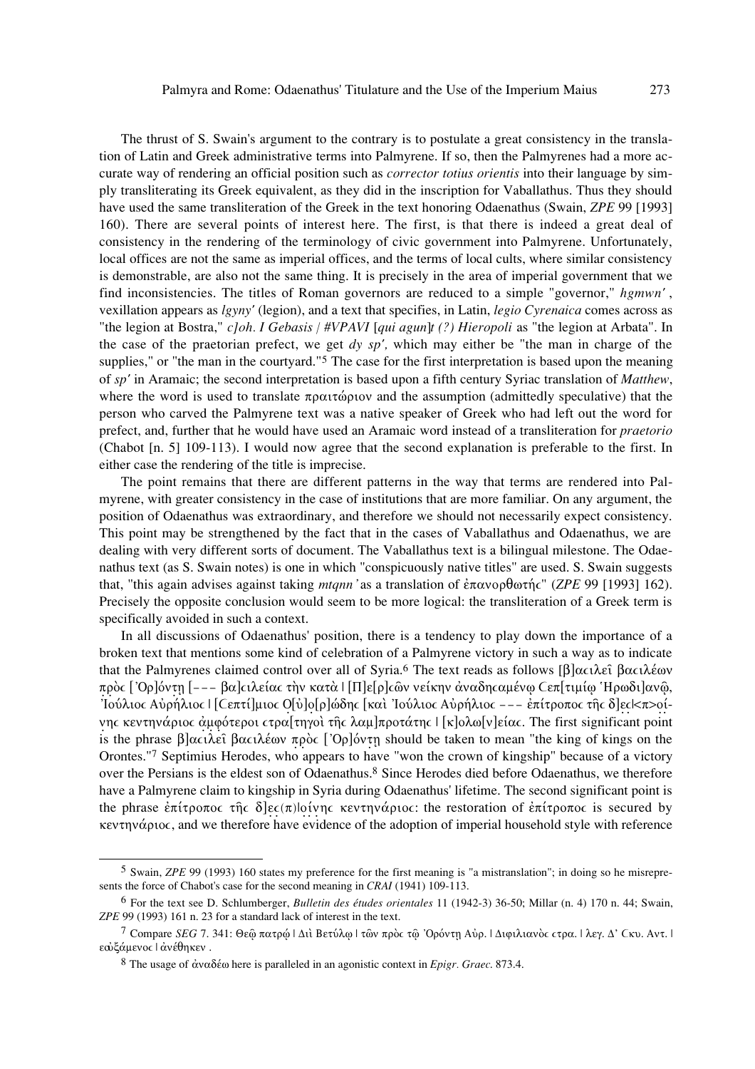The thrust of S. Swain's argument to the contrary is to postulate a great consistency in the translation of Latin and Greek administrative terms into Palmyrene. If so, then the Palmyrenes had a more accurate way of rendering an official position such as *corrector totius orientis* into their language by simply transliterating its Greek equivalent, as they did in the inscription for Vaballathus. Thus they should have used the same transliteration of the Greek in the text honoring Odaenathus (Swain, *ZPE* 99 [1993] 160). There are several points of interest here. The first, is that there is indeed a great deal of consistency in the rendering of the terminology of civic government into Palmyrene. Unfortunately, local offices are not the same as imperial offices, and the terms of local cults, where similar consistency is demonstrable, are also not the same thing. It is precisely in the area of imperial government that we find inconsistencies. The titles of Roman governors are reduced to a simple "governor," *hgmwn'* , vexillation appears as *lgyny'* (legion), and a text that specifies, in Latin, *legio Cyrenaica* comes across as "the legion at Bostra," *c]oh. I Gebasis* | *#VPAVI* [*qui agun*]*t (?) Hieropoli* as "the legion at Arbata". In the case of the praetorian prefect, we get *dy sp',* which may either be "the man in charge of the supplies," or "the man in the courtyard."[5] The case for the first interpretation is based upon the meaning of *sp'* in Aramaic; the second interpretation is based upon a fifth century Syriac translation of *Matthew*, where the word is used to translate πραιτώριον and the assumption (admittedly speculative) that the person who carved the Palmyrene text was a native speaker of Greek who had left out the word for prefect, and, further that he would have used an Aramaic word instead of a transliteration for *praetorio* (Chabot [n. 5] 109-113). I would now agree that the second explanation is preferable to the first. In either case the rendering of the title is imprecise.

The point remains that there are different patterns in the way that terms are rendered into Palmyrene, with greater consistency in the case of institutions that are more familiar. On any argument, the position of Odaenathus was extraordinary, and therefore we should not necessarily expect consistency. This point may be strengthened by the fact that in the cases of Vaballathus and Odaenathus, we are dealing with very different sorts of document. The Vaballathus text is a bilingual milestone. The Odaenathus text (as S. Swain notes) is one in which "conspicuously native titles" are used. S. Swain suggests that, "this again advises against taking *mtqnn'* as a translation of ἐπανορθωτής" (*ZPE* 99 [1993] 162). Precisely the opposite conclusion would seem to be more logical: the transliteration of a Greek term is specifically avoided in such a context.

In all discussions of Odaenathus' position, there is a tendency to play down the importance of a broken text that mentions some kind of celebration of a Palmyrene victory in such a way as to indicate that the Palmyrenes claimed control over all of Syria.[6] The text reads as follows [β]αcιλεῖ βαcιλέων πρὸc [Ὀρ]όντῃ [--- βα]cιλείαc τὴν κατὰ | [Π]ε[ρ]cῶν νείκην ἀναδηcαμένῳ Cεπ[τιμίῳ Ἡρωδι]ανῷ, Ἰούλιοc Αὐρήλιοc | [Cεπτί]μιοc Ο[ὐ]ο[ρ]ώδηc [καὶ Ἰούλιοc Αὐρήλιοc --- ἐπίτροποc τῆc δ]εc(π)οίνηc κεντηνάριοc ἀμφότεροι cτρα[τηγοὶ τῆc λαμ]προτάτηc | [κ]ολω[ν]είαc. The first significant point is the phrase β]αcιλεῖ βαcιλέων πρὸc [Ὀρ]όντῃ should be taken to mean "the king of kings on the Orontes."[7] Septimius Herodes, who appears to have "won the crown of kingship" because of a victory over the Persians is the eldest son of Odaenathus.[8] Since Herodes died before Odaenathus, we therefore have a Palmyrene claim to kingship in Syria during Odaenathus' lifetime. The second significant point is the phrase ἐπίτροποc τῆc δ]εc(π)οίνηc κεντηνάριοc: the restoration of ἐπίτροποc is secured by κεντηνάριοc, and we therefore have evidence of the adoption of imperial household style with reference

---

[5] Swain, *ZPE* 99 (1993) 160 states my preference for the first meaning is "a mistranslation"; in doing so he misrepresents the force of Chabot's case for the second meaning in *CRAI* (1941) 109-113.

[6] For the text see D. Schlumberger, *Bulletin des études orientales* 11 (1942-3) 36-50; Millar (n. 4) 170 n. 44; Swain, *ZPE* 99 (1993) 161 n. 23 for a standard lack of interest in the text.

[7] Compare *SEG* 7. 341: Θεῷ πατρῴ | Διὶ Βετύλῳ | τῶν πρὸc τῷ Ὀρόντῃ Αὐρ. | Διφιλιανὸc cτρα. | λεγ. Δ' Cκυ. Αντ. | εὐξάμενοc | ἀνέθηκεν .

[8] The usage of ἀναδέω here is paralleled in an agonistic context in *Epigr. Graec.* 873.4.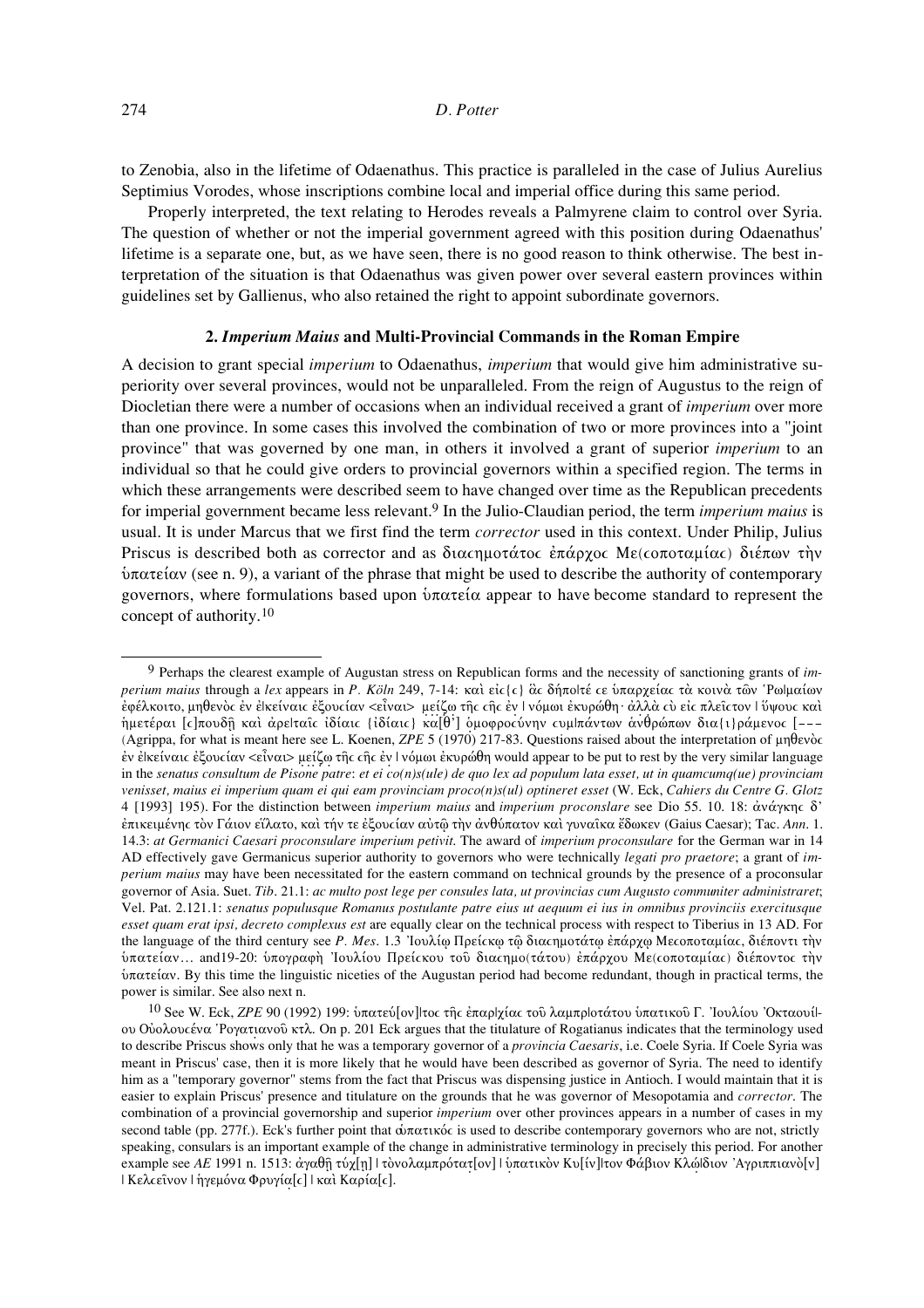to Zenobia, also in the lifetime of Odaenathus. This practice is paralleled in the case of Julius Aurelius Septimius Vorodes, whose inscriptions combine local and imperial office during this same period.

Properly interpreted, the text relating to Herodes reveals a Palmyrene claim to control over Syria. The question of whether or not the imperial government agreed with this position during Odaenathus' lifetime is a separate one, but, as we have seen, there is no good reason to think otherwise. The best interpretation of the situation is that Odaenathus was given power over several eastern provinces within guidelines set by Gallienus, who also retained the right to appoint subordinate governors.

### 2. *Imperium Maius* and Multi-Provincial Commands in the Roman Empire

A decision to grant special *imperium* to Odaenathus, *imperium* that would give him administrative superiority over several provinces, would not be unparalleled. From the reign of Augustus to the reign of Diocletian there were a number of occasions when an individual received a grant of *imperium* over more than one province. In some cases this involved the combination of two or more provinces into a "joint province" that was governed by one man, in others it involved a grant of superior *imperium* to an individual so that he could give orders to provincial governors within a specified region. The terms in which these arrangements were described seem to have changed over time as the Republican precedents for imperial government became less relevant.[9] In the Julio-Claudian period, the term *imperium maius* is usual. It is under Marcus that we first find the term *corrector* used in this context. Under Philip, Julius Priscus is described both as corrector and as διασημοτάτος ἐπάρχος Με(σοποταμίας) διέπων τὴν ὑπατείαν (see n. 9), a variant of the phrase that might be used to describe the authority of contemporary governors, where formulations based upon ὑπατεία appear to have become standard to represent the concept of authority.[10]

---

[9] Perhaps the clearest example of Augustan stress on Republican forms and the necessity of sanctioning grants of *imperium maius* through a *lex* appears in *P. Köln* 249, 7-14: καὶ εἰς{ς} ἃς δήποτέ σε ὑπαρχείας τὰ κοινὰ τῶν Ῥωμαίων ἐφέλκοιτο, μηθενὸς ἐν ἐκείναις ἐξουσίαν <εἶναι> μείζω τῆς σῆς ἐν | νόμωι ἐκυρώθη· ἀλλὰ σὺ εἰς πλεῖστον | ὕψους καὶ ἡμετέραι [σ]πουδῆι καὶ ἀρεταῖς ἰδίαις {ἰδίαις} κα[θ'] ὁμοφροσύνην συμπάντων ἀνθρώπων δια{ι}ράμενος [---] (Agrippa, for what is meant here see L. Koenen, *ZPE* 5 (1970) 217-83. Questions raised about the interpretation of μηθενὸς ἐν ἐκείναις ἐξουσίαν <εἶναι> μείζω τῆς σῆς ἐν | νόμωι ἐκυρώθη would appear to be put to rest by the very similar language in the *senatus consultum de Pisone patre*: *et ei co(n)s(ule) de quo lex ad populum lata esset, ut in quamcumq(ue) provinciam venisset, maius ei imperium quam ei qui eam provinciam proco(n)s(ul) optineret esset* (W. Eck, *Cahiers du Centre G. Glotz* 4 [1993] 195). For the distinction between *imperium maius* and *imperium proconslare* see Dio 55. 10. 18: ἀνάγκης δ' ἐπικειμένης τὸν Γάιον εἵλατο, καὶ τήν τε ἐξουσίαν αὐτῷ τὴν ἀνθύπατον καὶ γυναῖκα ἔδωκεν (Gaius Caesar); Tac. *Ann*. 1. 14.3: *at Germanici Caesari proconsulare imperium petivit*. The award of *imperium proconsulare* for the German war in 14 AD effectively gave Germanicus superior authority to governors who were technically *legati pro praetore*; a grant of *imperium maius* may have been necessitated for the eastern command on technical grounds by the presence of a proconsular governor of Asia. Suet. *Tib*. 21.1: *ac multo post lege per consules lata, ut provincias cum Augusto communiter administraret*; Vel. Pat. 2.121.1: *senatus populusque Romanus postulante patre eius ut aequum ei ius in omnibus provinciis exercitusque esset quam erat ipsi, decreto complexus est* are equally clear on the technical process with respect to Tiberius in 13 AD. For the language of the third century see *P. Mes*. 1.3 Ἰουλίῳ Πρείσκῳ τῷ διασημοτάτῳ ἐπάρχῳ Μεσοποταμίας, διέποντι τὴν ὑπατείαν… and19-20: ὑπογραφὴ Ἰουλίου Πρείσκου τοῦ διασημο(τάτου) ἐπάρχου Με(σοποταμίας) διέποντος τὴν ὑπατείαν. By this time the linguistic niceties of the Augustan period had become redundant, though in practical terms, the power is similar. See also next n.

[10] See W. Eck, *ZPE* 90 (1992) 199: ὑπατεύ[ον]τος τῆς ἐπαρχίας τοῦ λαμπροτάτου ὑπατικοῦ Γ. Ἰουλίου Ὀκταουίου Οὐολουσένα Ῥογατιανοῦ κτλ. On p. 201 Eck argues that the titulature of Rogatianus indicates that the terminology used to describe Priscus shows only that he was a temporary governor of a *provincia Caesaris*, i.e. Coele Syria. If Coele Syria was meant in Priscus' case, then it is more likely that he would have been described as governor of Syria. The need to identify him as a "temporary governor" stems from the fact that Priscus was dispensing justice in Antioch. I would maintain that it is easier to explain Priscus' presence and titulature on the grounds that he was governor of Mesopotamia and *corrector*. The combination of a provincial governorship and superior *imperium* over other provinces appears in a number of cases in my second table (pp. 277f.). Eck's further point that ὑπατικός is used to describe contemporary governors who are not, strictly speaking, consulars is an important example of the change in administrative terminology in precisely this period. For another example see *AE* 1991 n. 1513: ἀγαθῇ τύχ[ῃ] | τὸν λαμπρότατ[ον] | ὑπατικὸν Κυ[ίν]τον Φάβιον Κλώδιον Ἀγριππιανὸ[ν] | Κελσεῖνον | ἡγεμόνα Φρυγία[ς] | καὶ Καρία[ς].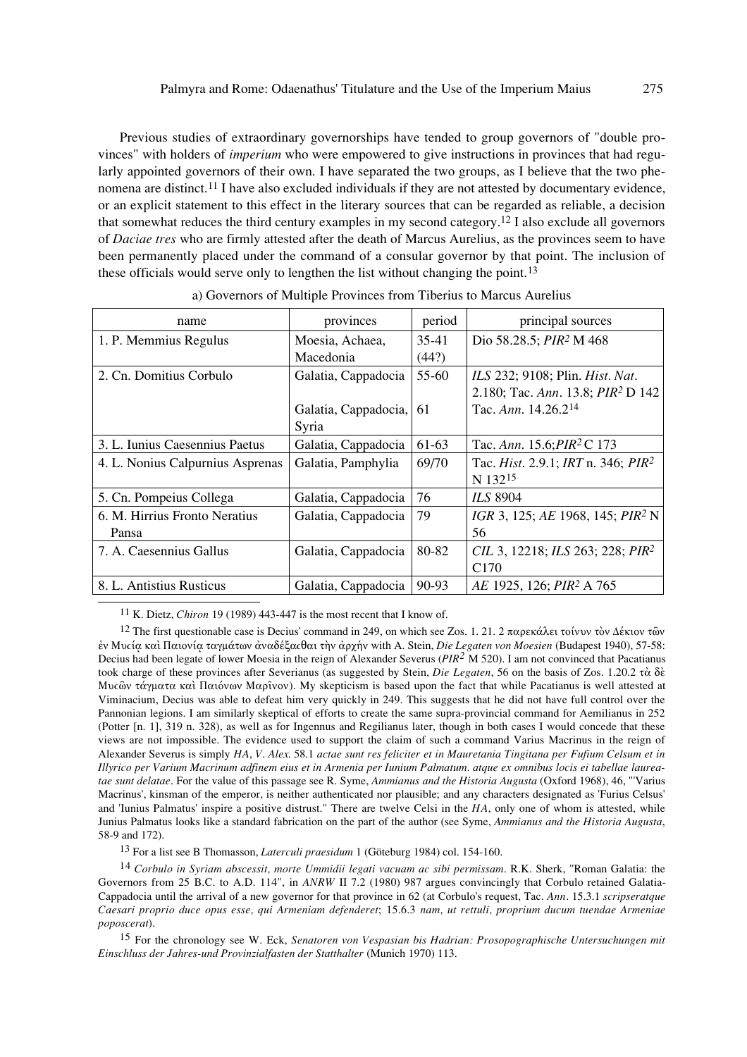Previous studies of extraordinary governorships have tended to group governors of "double provinces" with holders of *imperium* who were empowered to give instructions in provinces that had regularly appointed governors of their own. I have separated the two groups, as I believe that the two phenomena are distinct.[11] I have also excluded individuals if they are not attested by documentary evidence, or an explicit statement to this effect in the literary sources that can be regarded as reliable, a decision that somewhat reduces the third century examples in my second category.[12] I also exclude all governors of *Daciae tres* who are firmly attested after the death of Marcus Aurelius, as the provinces seem to have been permanently placed under the command of a consular governor by that point. The inclusion of these officials would serve only to lengthen the list without changing the point.[13]

a) Governors of Multiple Provinces from Tiberius to Marcus Aurelius

| name | provinces | period | principal sources |
|---|---|---|---|
| 1. P. Memmius Regulus | Moesia, Achaea, Macedonia | 35-41 (44?) | Dio 58.28.5; *PIR²* M 468 |
| 2. Cn. Domitius Corbulo | Galatia, Cappadocia | 55-60 | *ILS* 232; 9108; Plin. *Hist. Nat.* 2.180; Tac. *Ann.* 13.8; *PIR²* D 142 |
| | Galatia, Cappadocia, Syria | 61 | Tac. *Ann.* 14.26.2[14] |
| 3. L. Iunius Caesennius Paetus | Galatia, Cappadocia | 61-63 | Tac. *Ann.* 15.6; *PIR²* C 173 |
| 4. L. Nonius Calpurnius Asprenas | Galatia, Pamphylia | 69/70 | Tac. *Hist.* 2.9.1; *IRT* n. 346; *PIR²* N 132[15] |
| 5. Cn. Pompeius Collega | Galatia, Cappadocia | 76 | *ILS* 8904 |
| 6. M. Hirrius Fronto Neratius Pansa | Galatia, Cappadocia | 79 | *IGR* 3, 125; *AE* 1968, 145; *PIR²* N 56 |
| 7. A. Caesennius Gallus | Galatia, Cappadocia | 80-82 | *CIL* 3, 12218; *ILS* 263; 228; *PIR²* C170 |
| 8. L. Antistius Rusticus | Galatia, Cappadocia | 90-93 | *AE* 1925, 126; *PIR²* A 765 |

[11] K. Dietz, *Chiron* 19 (1989) 443-447 is the most recent that I know of.

[12] The first questionable case is Decius' command in 249, on which see Zos. 1. 21. 2 παρεκάλει τοίνυν τὸν Δέκιον τῶν ἐν Μυσίᾳ καὶ Παιονίᾳ ταγμάτων ἀναδέξασθαι τὴν ἀρχήν with A. Stein, *Die Legaten von Moesien* (Budapest 1940), 57-58: Decius had been legate of lower Moesia in the reign of Alexander Severus (*PIR²* M 520). I am not convinced that Pacatianus took charge of these provinces after Severianus (as suggested by Stein, *Die Legaten*, 56 on the basis of Zos. 1.20.2 τὰ δὲ Μυσῶν τάγματα καὶ Παιόνων Μαρῖνον). My skepticism is based upon the fact that while Pacatianus is well attested at Viminacium, Decius was able to defeat him very quickly in 249. This suggests that he did not have full control over the Pannonian legions. I am similarly skeptical of efforts to create the same supra-provincial command for Aemilianus in 252 (Potter [n. 1], 319 n. 328), as well as for Ingennus and Regilianus later, though in both cases I would concede that these views are not impossible. The evidence used to support the claim of such a command Varius Macrinus in the reign of Alexander Severus is simply *HA*, *V. Alex.* 58.1 *actae sunt res feliciter et in Mauretania Tingitana per Fufium Celsum et in Illyrico per Varium Macrinum adfinem eius et in Armenia per Iunium Palmatum. atque ex omnibus locis ei tabellae laureatae sunt delatae*. For the value of this passage see R. Syme, *Ammianus and the Historia Augusta* (Oxford 1968), 46, "'Varius Macrinus', kinsman of the emperor, is neither authenticated nor plausible; and any characters designated as 'Furius Celsus' and 'Iunius Palmatus' inspire a positive distrust." There are twelve Celsi in the *HA*, only one of whom is attested, while Junius Palmatus looks like a standard fabrication on the part of the author (see Syme, *Ammianus and the Historia Augusta*, 58-9 and 172).

[13] For a list see B Thomasson, *Laterculi praesidum* 1 (Göteburg 1984) col. 154-160.

[14] *Corbulo in Syriam abscessit, morte Ummidii legati vacuam ac sibi permissam*. R.K. Sherk, "Roman Galatia: the Governors from 25 B.C. to A.D. 114", in *ANRW* II 7.2 (1980) 987 argues convincingly that Corbulo retained Galatia-Cappadocia until the arrival of a new governor for that province in 62 (at Corbulo's request, Tac. *Ann*. 15.3.1 *scripseratque Caesari proprio duce opus esse, qui Armeniam defenderet*; 15.6.3 *nam, ut rettuli, proprium ducum tuendae Armeniae poposcerat*).

[15] For the chronology see W. Eck, *Senatoren von Vespasian bis Hadrian: Prosopographische Untersuchungen mit Einschluss der Jahres-und Provinzialfasten der Statthalter* (Munich 1970) 113.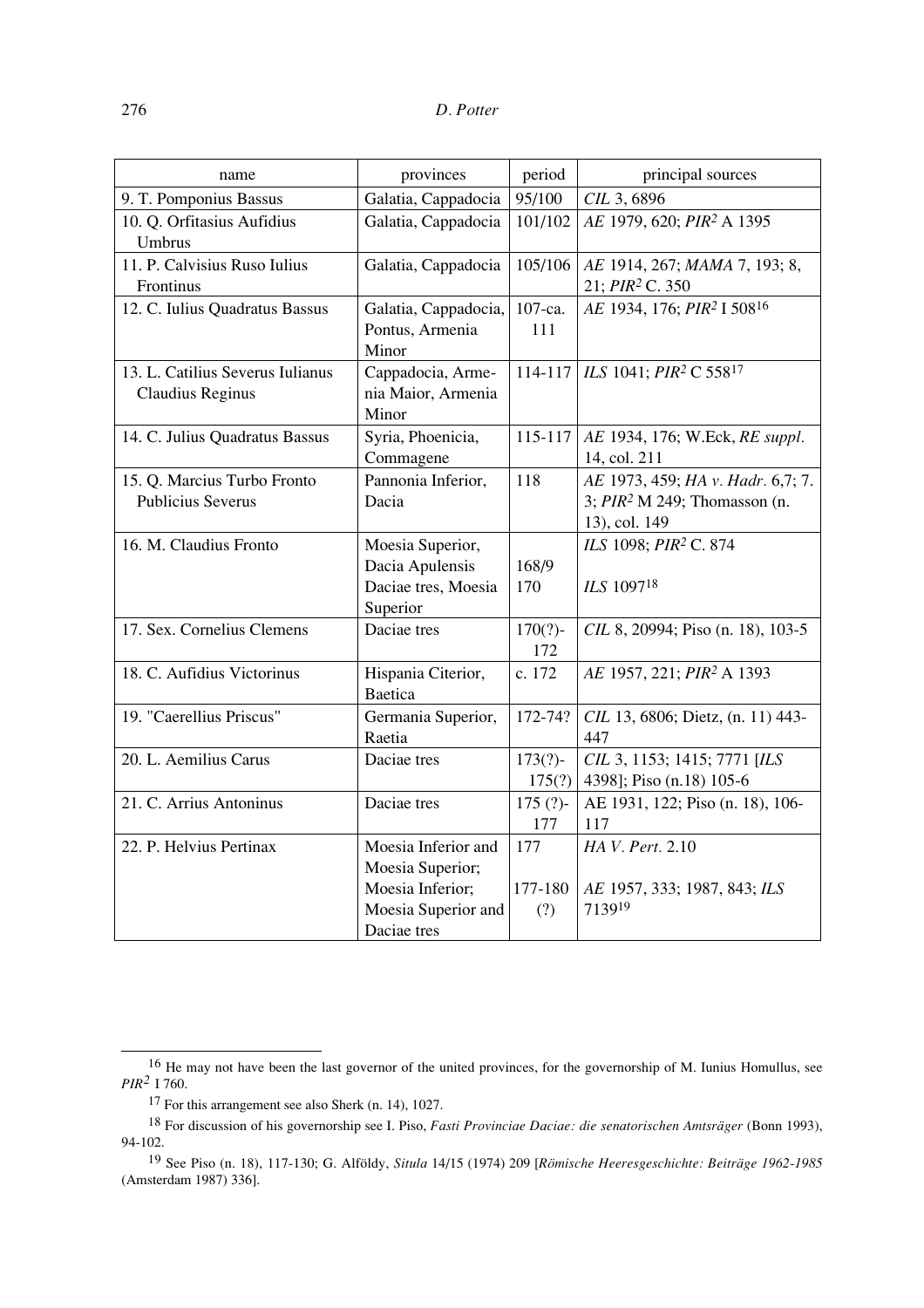| name | provinces | period | principal sources |
|---|---|---|---|
| 9. T. Pomponius Bassus | Galatia, Cappadocia | 95/100 | *CIL* 3, 6896 |
| 10. Q. Orfitasius Aufidius Umbrus | Galatia, Cappadocia | 101/102 | *AE* 1979, 620; *PIR*$^2$ A 1395 |
| 11. P. Calvisius Ruso Iulius Frontinus | Galatia, Cappadocia | 105/106 | *AE* 1914, 267; *MAMA* 7, 193; 8, 21; *PIR*$^2$ C. 350 |
| 12. C. Iulius Quadratus Bassus | Galatia, Cappadocia, Pontus, Armenia Minor | 107-ca. 111 | *AE* 1934, 176; *PIR*$^2$ I 508[16] |
| 13. L. Catilius Severus Iulianus Claudius Reginus | Cappadocia, Armenia Maior, Armenia Minor | 114-117 | *ILS* 1041; *PIR*$^2$ C 558[17] |
| 14. C. Julius Quadratus Bassus | Syria, Phoenicia, Commagene | 115-117 | *AE* 1934, 176; W.Eck, *RE suppl.* 14, col. 211 |
| 15. Q. Marcius Turbo Fronto Publicius Severus | Pannonia Inferior, Dacia | 118 | *AE* 1973, 459; *HA v. Hadr.* 6,7; 7. 3; *PIR*$^2$ M 249; Thomasson (n. 13), col. 149 |
| 16. M. Claudius Fronto | Moesia Superior, Dacia Apulensis<br>Daciae tres, Moesia Superior | 168/9<br>170 | *ILS* 1098; *PIR*$^2$ C. 874<br>*ILS* 1097[18] |
| 17. Sex. Cornelius Clemens | Daciae tres | 170(?)-172 | *CIL* 8, 20994; Piso (n. 18), 103-5 |
| 18. C. Aufidius Victorinus | Hispania Citerior, Baetica | c. 172 | *AE* 1957, 221; *PIR*$^2$ A 1393 |
| 19. "Caerellius Priscus" | Germania Superior, Raetia | 172-74? | *CIL* 13, 6806; Dietz, (n. 11) 443-447 |
| 20. L. Aemilius Carus | Daciae tres | 173(?)-175(?) | *CIL* 3, 1153; 1415; 7771 [*ILS* 4398]; Piso (n.18) 105-6 |
| 21. C. Arrius Antoninus | Daciae tres | 175 (?)-177 | AE 1931, 122; Piso (n. 18), 106-117 |
| 22. P. Helvius Pertinax | Moesia Inferior and Moesia Superior;<br>Moesia Inferior; Moesia Superior and Daciae tres | 177<br>177-180 (?) | *HA V. Pert.* 2.10<br>*AE* 1957, 333; 1987, 843; *ILS* 7139[19] |

[16] He may not have been the last governor of the united provinces, for the governorship of M. Iunius Homullus, see *PIR*$^2$ I 760.

[17] For this arrangement see also Sherk (n. 14), 1027.

[18] For discussion of his governorship see I. Piso, *Fasti Provinciae Daciae: die senatorischen Amtsräger* (Bonn 1993), 94-102.

[19] See Piso (n. 18), 117-130; G. Alföldy, *Situla* 14/15 (1974) 209 [*Römische Heeresgeschichte: Beiträge 1962-1985* (Amsterdam 1987) 336].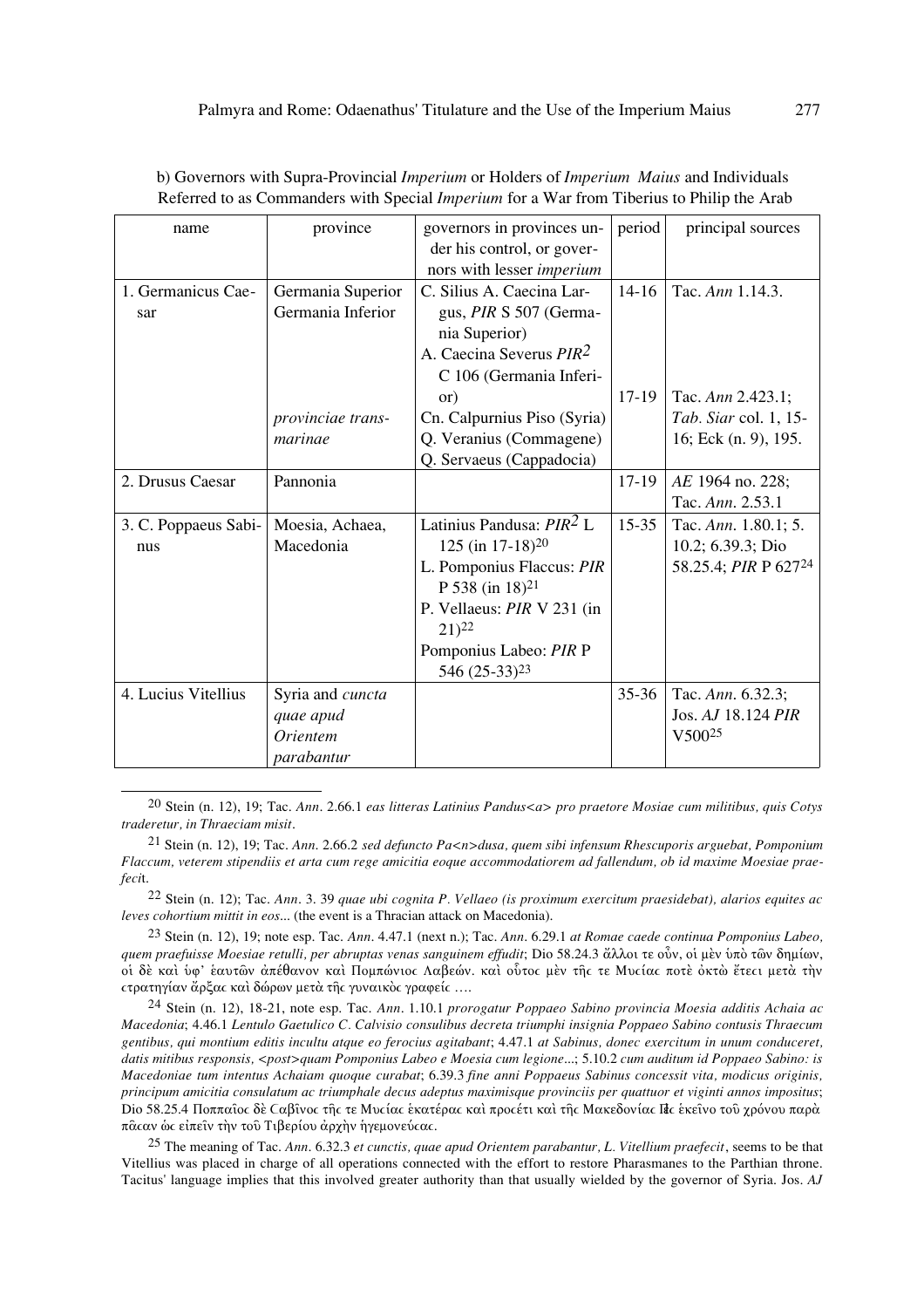b) Governors with Supra-Provincial *Imperium* or Holders of *Imperium Maius* and Individuals Referred to as Commanders with Special *Imperium* for a War from Tiberius to Philip the Arab

| name | province | governors in provinces under his control, or governors with lesser *imperium* | period | principal sources |
|---|---|---|---|---|
| 1. Germanicus Caesar | Germania Superior Germania Inferior | C. Silius A. Caecina Largus, *PIR* S 507 (Germania Superior) A. Caecina Severus *PIR*2 C 106 (Germania Inferior) | 14-16 | Tac. *Ann* 1.14.3. |
| | *provinciae transmarinae* | Cn. Calpurnius Piso (Syria) Q. Veranius (Commagene) Q. Servaeus (Cappadocia) | 17-19 | Tac. *Ann* 2.423.1; *Tab. Siar* col. 1, 15-16; Eck (n. 9), 195. |
| 2. Drusus Caesar | Pannonia | | 17-19 | *AE* 1964 no. 228; Tac. *Ann*. 2.53.1 |
| 3. C. Poppaeus Sabinus | Moesia, Achaea, Macedonia | Latinius Pandusa: *PIR*2 L 125 (in 17-18)[20] L. Pomponius Flaccus: *PIR* P 538 (in 18)[21] P. Vellaeus: *PIR* V 231 (in 21)[22] Pomponius Labeo: *PIR* P 546 (25-33)[23] | 15-35 | Tac. *Ann*. 1.80.1; 5. 10.2; 6.39.3; Dio 58.25.4; *PIR* P 627[24] |
| 4. Lucius Vitellius | Syria and *cuncta quae apud Orientem parabantur* | | 35-36 | Tac. *Ann*. 6.32.3; Jos. *AJ* 18.124 *PIR* V500[25] |

[20] Stein (n. 12), 19; Tac. *Ann*. 2.66.1 *eas litteras Latinius Pandus<a> pro praetore Mosiae cum militibus, quis Cotys traderetur, in Thraeciam misit*.

[21] Stein (n. 12), 19; Tac. *Ann*. 2.66.2 *sed defuncto Pa<n>dusa, quem sibi infensum Rhescuporis arguebat, Pomponium Flaccum, veterem stipendiis et arta cum rege amicitia eoque accommodatiorem ad fallendum, ob id maxime Moesiae praefeci*t.

[22] Stein (n. 12); Tac. *Ann*. 3. 39 *quae ubi cognita P. Vellaeo (is proximum exercitum praesidebat), alarios equites ac leves cohortium mittit in eos*... (the event is a Thracian attack on Macedonia).

[23] Stein (n. 12), 19; note esp. Tac. *Ann*. 4.47.1 (next n.); Tac. *Ann*. 6.29.1 *at Romae caede continua Pomponius Labeo, quem praefuisse Moesiae retulli, per abruptas venas sanguinem effudit*; Dio 58.24.3 ἄλλοι τε οὖν, οἱ μὲν ὑπὸ τῶν δημίων, οἱ δὲ καὶ ὑφ' ἑαυτῶν ἀπέθανον καὶ Πομπώνιος Λαβεών. καὶ οὗτος μὲν τῆς τε Μυσίας ποτὲ ὀκτὼ ἔτεσι μετὰ τὴν στρατηγίαν ἄρξας καὶ δώρων μετὰ τῆς γυναικὸς γραφείς ....

[24] Stein (n. 12), 18-21, note esp. Tac. *Ann*. 1.80.1 *prorogatur Poppaeo Sabino provincia Moesia additis Achaia ac Macedonia*; 4.46.1 *Lentulo Gaetulico C. Calvisio consulibus decreta triumphi insignia Poppaeo Sabino contusis Thraecum gentibus, qui montium editis incultu atque eo ferocius agitabant*; 4.47.1 *at Sabinus, donec exercitum in unum conduceret, datis mitibus responsis, <post>quam Pomponius Labeo e Moesia cum legione*...; 5.10.2 *cum auditum id Poppaeo Sabino: is Macedoniae tum intentus Achaiam quoque curabat*; 6.39.3 *fine anni Poppaeus Sabinus concessit vita, modicus originis, principum amicitia consulatum ac triumphale decus adeptus maximisque provinciis per quattuor et viginti annos impositus*; Dio 58.25.4 Ποππαῖος δὲ Σαβῖνος τῆς τε Μυσίας ἑκατέρας καὶ προσέτι καὶ τῆς Μακεδονίας ἐς ἐκεῖνο τοῦ χρόνου παρὰ πᾶσαν ὡς εἰπεῖν τὴν τοῦ Τιβερίου ἀρχὴν ἡγεμονεύσας.

[25] The meaning of Tac. *Ann*. 6.32.3 *et cunctis, quae apud Orientem parabantur, L. Vitellium praefecit*, seems to be that Vitellius was placed in charge of all operations connected with the effort to restore Pharasmanes to the Parthian throne. Tacitus' language implies that this involved greater authority than that usually wielded by the governor of Syria. Jos. *AJ*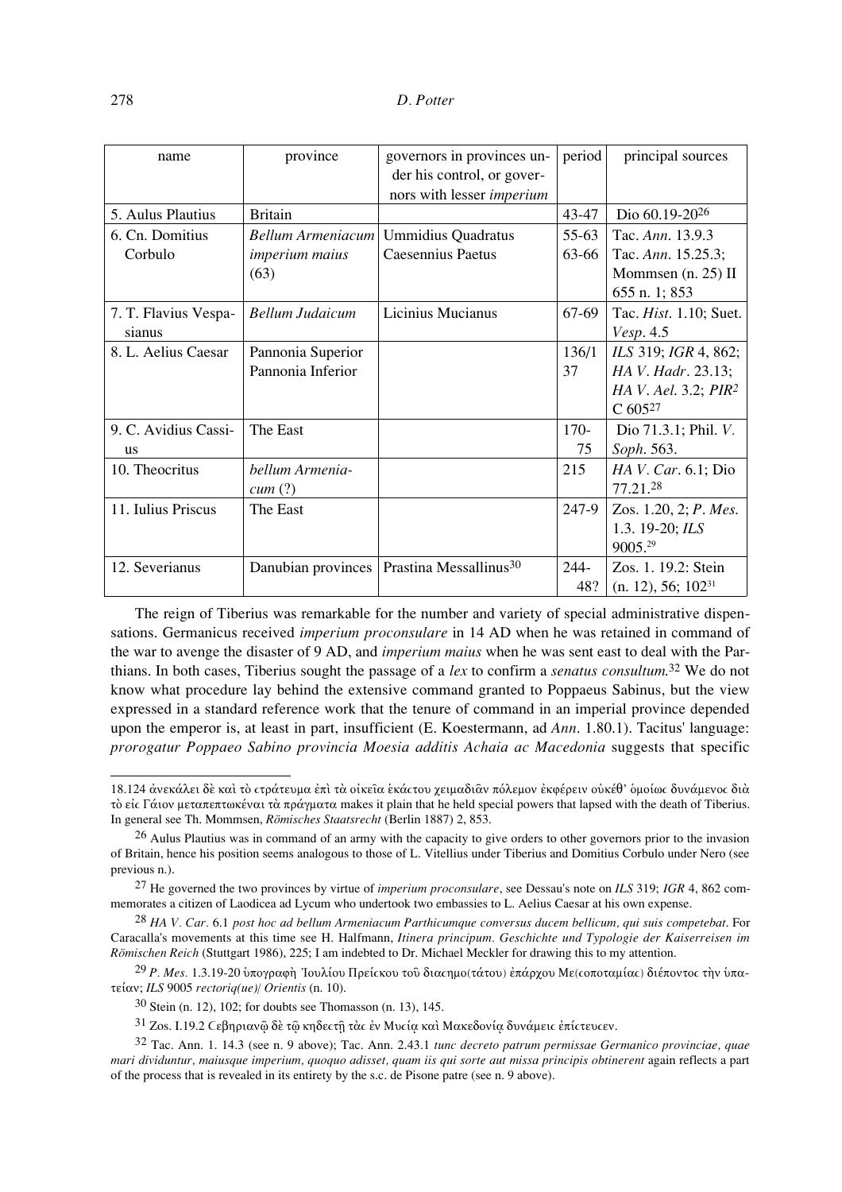| name | province | governors in provinces under his control, or governors with lesser *imperium* | period | principal sources |
|---|---|---|---|---|
| 5. Aulus Plautius | Britain | | 43-47 | Dio 60.19-20[26] |
| 6. Cn. Domitius Corbulo | *Bellum Armeniacum* *imperium maius* (63) | Ummidius Quadratus Caesennius Paetus | 55-63 63-66 | Tac. *Ann*. 13.9.3 Tac. *Ann*. 15.25.3; Mommsen (n. 25) II 655 n. 1; 853 |
| 7. T. Flavius Vespasianus | *Bellum Judaicum* | Licinius Mucianus | 67-69 | Tac. *Hist*. 1.10; Suet. *Vesp*. 4.5 |
| 8. L. Aelius Caesar | Pannonia Superior Pannonia Inferior | | 136/137 | *ILS* 319; *IGR* 4, 862; *HA V. Hadr*. 23.13; *HA V. Ael*. 3.2; *PIR*² C 605[27] |
| 9. C. Avidius Cassius | The East | | 170-75 | Dio 71.3.1; Phil. *V. Soph*. 563. |
| 10. Theocritus | *bellum Armeniacum* (?) | | 215 | *HA V. Car*. 6.1; Dio 77.21.[28] |
| 11. Iulius Priscus | The East | | 247-9 | Zos. 1.20, 2; *P. Mes*. 1.3. 19-20; *ILS* 9005.[29] |
| 12. Severianus | Danubian provinces | Prastina Messallinus[30] | 244-48? | Zos. 1. 19.2: Stein (n. 12), 56; 102[31] |

The reign of Tiberius was remarkable for the number and variety of special administrative dispensations. Germanicus received *imperium proconsulare* in 14 AD when he was retained in command of the war to avenge the disaster of 9 AD, and *imperium maius* when he was sent east to deal with the Parthians. In both cases, Tiberius sought the passage of a *lex* to confirm a *senatus consultum*.[32] We do not know what procedure lay behind the extensive command granted to Poppaeus Sabinus, but the view expressed in a standard reference work that the tenure of command in an imperial province depended upon the emperor is, at least in part, insufficient (E. Koestermann, ad *Ann*. 1.80.1). Tacitus' language: *prorogatur Poppaeo Sabino provincia Moesia additis Achaia ac Macedonia* suggests that specific

---

18.124 ἀνεκάλει δὲ καὶ τὸ cτράτευμα ἐπὶ τὰ οἰκεῖα ἑκάcτου χειμαδιᾶν πόλεμον ἐκφέρειν οὐκέθ' ὁμοίωc δυνάμενοc διὰ τὸ εἰc Γάιον μεταπεπτωκέναι τὰ πράγματα makes it plain that he held special powers that lapsed with the death of Tiberius. In general see Th. Mommsen, *Römisches Staatsrecht* (Berlin 1887) 2, 853.

[26] Aulus Plautius was in command of an army with the capacity to give orders to other governors prior to the invasion of Britain, hence his position seems analogous to those of L. Vitellius under Tiberius and Domitius Corbulo under Nero (see previous n.).

[27] He governed the two provinces by virtue of *imperium proconsulare*, see Dessau's note on *ILS* 319; *IGR* 4, 862 commemorates a citizen of Laodicea ad Lycum who undertook two embassies to L. Aelius Caesar at his own expense.

[28] *HA V. Car*. 6.1 *post hoc ad bellum Armeniacum Parthicumque conversus ducem bellicum, qui suis competebat*. For Caracalla's movements at this time see H. Halfmann, *Itinera principum. Geschichte und Typologie der Kaiserreisen im Römischen Reich* (Stuttgart 1986), 225; I am indebted to Dr. Michael Meckler for drawing this to my attention.

[29] *P. Mes*. 1.3.19-20 ὑπογραφὴ Ἰουλίου Πρείcκου τοῦ διαcημο(τάτου) ἐπάρχου Με(cοποταμίαc) διέποντοc τὴν ὑπατείαν; *ILS* 9005 *rectoriq(ue)| Orientis* (n. 10).

[30] Stein (n. 12), 102; for doubts see Thomasson (n. 13), 145.

[31] Zos. I.19.2 Cεβηριανῷ δὲ τῷ κηδεcτῇ τὰc ἐν Μυcίᾳ καὶ Μακεδονίᾳ δυνάμειc ἐπίcτευcεν.

[32] Tac. Ann. 1. 14.3 (see n. 9 above); Tac. Ann. 2.43.1 *tunc decreto patrum permissae Germanico provinciae, quae mari dividuntur, maiusque imperium, quoquo adisset, quam iis qui sorte aut missa principis obtinerent* again reflects a part of the process that is revealed in its entirety by the s.c. de Pisone patre (see n. 9 above).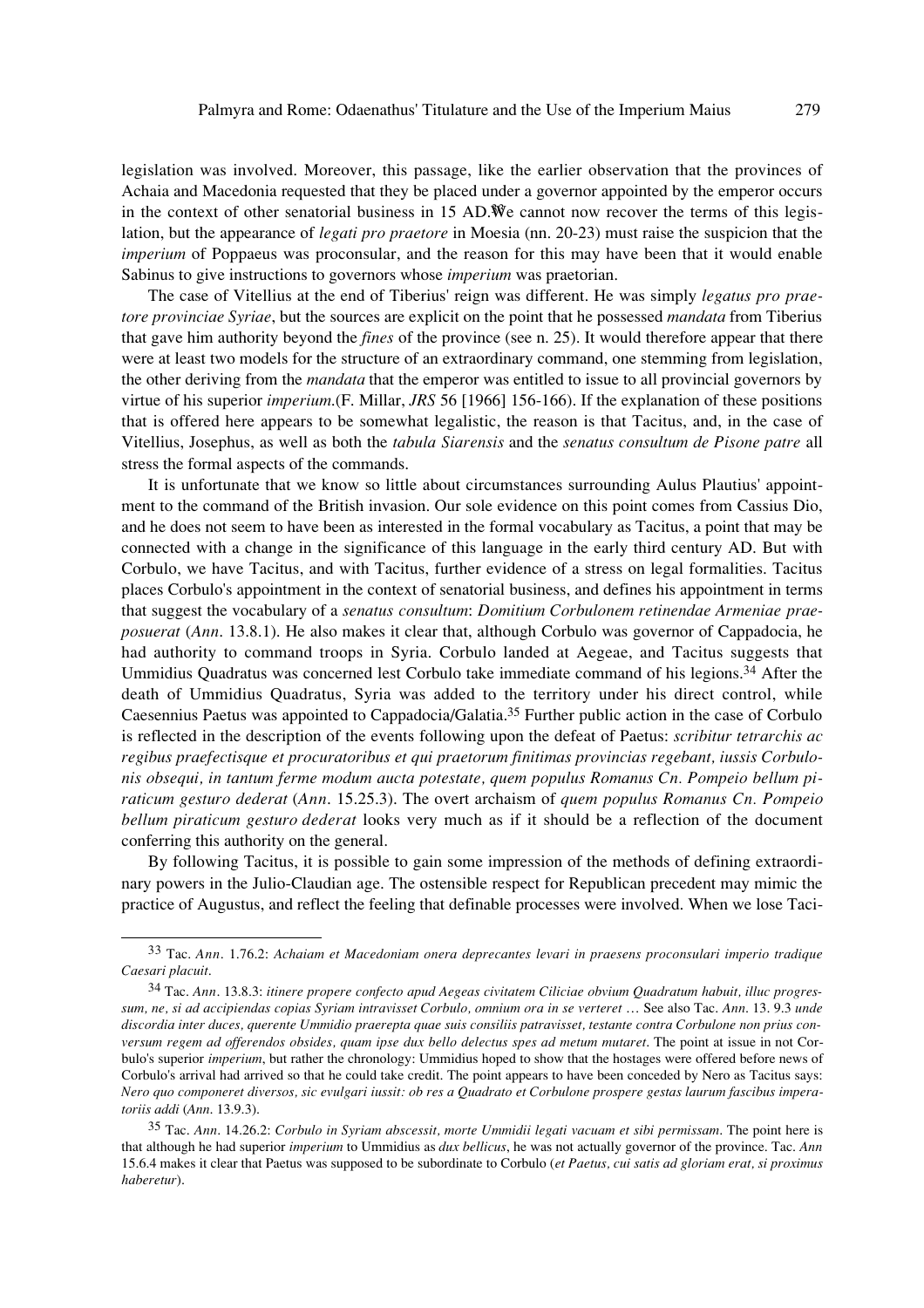legislation was involved. Moreover, this passage, like the earlier observation that the provinces of Achaia and Macedonia requested that they be placed under a governor appointed by the emperor occurs in the context of other senatorial business in 15 AD.[33] We cannot now recover the terms of this legislation, but the appearance of *legati pro praetore* in Moesia (nn. 20-23) must raise the suspicion that the *imperium* of Poppaeus was proconsular, and the reason for this may have been that it would enable Sabinus to give instructions to governors whose *imperium* was praetorian.

The case of Vitellius at the end of Tiberius' reign was different. He was simply *legatus pro praetore provinciae Syriae*, but the sources are explicit on the point that he possessed *mandata* from Tiberius that gave him authority beyond the *fines* of the province (see n. 25). It would therefore appear that there were at least two models for the structure of an extraordinary command, one stemming from legislation, the other deriving from the *mandata* that the emperor was entitled to issue to all provincial governors by virtue of his superior *imperium*.(F. Millar, *JRS* 56 [1966] 156-166). If the explanation of these positions that is offered here appears to be somewhat legalistic, the reason is that Tacitus, and, in the case of Vitellius, Josephus, as well as both the *tabula Siarensis* and the *senatus consultum de Pisone patre* all stress the formal aspects of the commands.

It is unfortunate that we know so little about circumstances surrounding Aulus Plautius' appointment to the command of the British invasion. Our sole evidence on this point comes from Cassius Dio, and he does not seem to have been as interested in the formal vocabulary as Tacitus, a point that may be connected with a change in the significance of this language in the early third century AD. But with Corbulo, we have Tacitus, and with Tacitus, further evidence of a stress on legal formalities. Tacitus places Corbulo's appointment in the context of senatorial business, and defines his appointment in terms that suggest the vocabulary of a *senatus consultum*: *Domitium Corbulonem retinendae Armeniae praeposuerat* (*Ann*. 13.8.1). He also makes it clear that, although Corbulo was governor of Cappadocia, he had authority to command troops in Syria. Corbulo landed at Aegeae, and Tacitus suggests that Ummidius Quadratus was concerned lest Corbulo take immediate command of his legions.[34] After the death of Ummidius Quadratus, Syria was added to the territory under his direct control, while Caesennius Paetus was appointed to Cappadocia/Galatia.[35] Further public action in the case of Corbulo is reflected in the description of the events following upon the defeat of Paetus: *scribitur tetrarchis ac regibus praefectisque et procuratoribus et qui praetorum finitimas provincias regebant, iussis Corbulonis obsequi, in tantum ferme modum aucta potestate, quem populus Romanus Cn. Pompeio bellum piraticum gesturo dederat* (*Ann*. 15.25.3). The overt archaism of *quem populus Romanus Cn. Pompeio bellum piraticum gesturo dederat* looks very much as if it should be a reflection of the document conferring this authority on the general.

By following Tacitus, it is possible to gain some impression of the methods of defining extraordinary powers in the Julio-Claudian age. The ostensible respect for Republican precedent may mimic the practice of Augustus, and reflect the feeling that definable processes were involved. When we lose Taci-

---

[33] Tac. *Ann*. 1.76.2: *Achaiam et Macedoniam onera deprecantes levari in praesens proconsulari imperio tradique Caesari placuit*.

[34] Tac. *Ann*. 13.8.3: *itinere propere confecto apud Aegeas civitatem Ciliciae obvium Quadratum habuit, illuc progressum, ne, si ad accipiendas copias Syriam intravisset Corbulo, omnium ora in se verteret* … See also Tac. *Ann*. 13. 9.3 *unde discordia inter duces, querente Ummidio praerepta quae suis consiliis patravisset, testante contra Corbulone non prius conversum regem ad offerendos obsides, quam ipse dux bello delectus spes ad metum mutaret*. The point at issue in not Corbulo's superior *imperium*, but rather the chronology: Ummidius hoped to show that the hostages were offered before news of Corbulo's arrival had arrived so that he could take credit. The point appears to have been conceded by Nero as Tacitus says: *Nero quo componeret diversos, sic evulgari iussit: ob res a Quadrato et Corbulone prospere gestas laurum fascibus imperatoriis addi* (*Ann*. 13.9.3).

[35] Tac. *Ann*. 14.26.2: *Corbulo in Syriam abscessit, morte Ummidii legati vacuam et sibi permissam*. The point here is that although he had superior *imperium* to Ummidius as *dux bellicus*, he was not actually governor of the province. Tac. *Ann* 15.6.4 makes it clear that Paetus was supposed to be subordinate to Corbulo (*et Paetus, cui satis ad gloriam erat, si proximus haberetur*).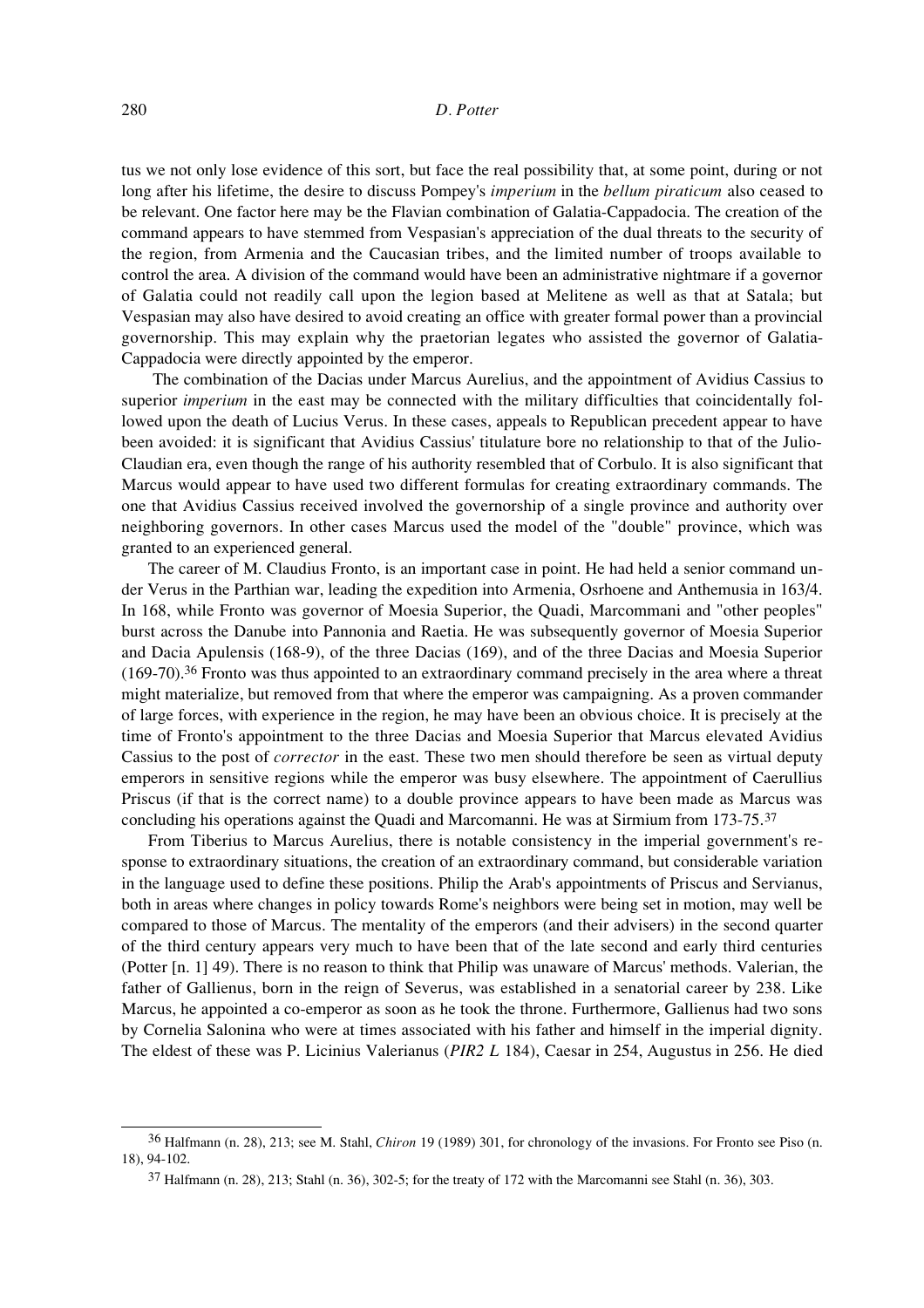tus we not only lose evidence of this sort, but face the real possibility that, at some point, during or not long after his lifetime, the desire to discuss Pompey's *imperium* in the *bellum piraticum* also ceased to be relevant. One factor here may be the Flavian combination of Galatia-Cappadocia. The creation of the command appears to have stemmed from Vespasian's appreciation of the dual threats to the security of the region, from Armenia and the Caucasian tribes, and the limited number of troops available to control the area. A division of the command would have been an administrative nightmare if a governor of Galatia could not readily call upon the legion based at Melitene as well as that at Satala; but Vespasian may also have desired to avoid creating an office with greater formal power than a provincial governorship. This may explain why the praetorian legates who assisted the governor of Galatia-Cappadocia were directly appointed by the emperor.

The combination of the Dacias under Marcus Aurelius, and the appointment of Avidius Cassius to superior *imperium* in the east may be connected with the military difficulties that coincidentally followed upon the death of Lucius Verus. In these cases, appeals to Republican precedent appear to have been avoided: it is significant that Avidius Cassius' titulature bore no relationship to that of the Julio-Claudian era, even though the range of his authority resembled that of Corbulo. It is also significant that Marcus would appear to have used two different formulas for creating extraordinary commands. The one that Avidius Cassius received involved the governorship of a single province and authority over neighboring governors. In other cases Marcus used the model of the "double" province, which was granted to an experienced general.

The career of M. Claudius Fronto, is an important case in point. He had held a senior command under Verus in the Parthian war, leading the expedition into Armenia, Osrhoene and Anthemusia in 163/4. In 168, while Fronto was governor of Moesia Superior, the Quadi, Marcommani and "other peoples" burst across the Danube into Pannonia and Raetia. He was subsequently governor of Moesia Superior and Dacia Apulensis (168-9), of the three Dacias (169), and of the three Dacias and Moesia Superior (169-70).[36] Fronto was thus appointed to an extraordinary command precisely in the area where a threat might materialize, but removed from that where the emperor was campaigning. As a proven commander of large forces, with experience in the region, he may have been an obvious choice. It is precisely at the time of Fronto's appointment to the three Dacias and Moesia Superior that Marcus elevated Avidius Cassius to the post of *corrector* in the east. These two men should therefore be seen as virtual deputy emperors in sensitive regions while the emperor was busy elsewhere. The appointment of Caerullius Priscus (if that is the correct name) to a double province appears to have been made as Marcus was concluding his operations against the Quadi and Marcomanni. He was at Sirmium from 173-75.[37]

From Tiberius to Marcus Aurelius, there is notable consistency in the imperial government's response to extraordinary situations, the creation of an extraordinary command, but considerable variation in the language used to define these positions. Philip the Arab's appointments of Priscus and Servianus, both in areas where changes in policy towards Rome's neighbors were being set in motion, may well be compared to those of Marcus. The mentality of the emperors (and their advisers) in the second quarter of the third century appears very much to have been that of the late second and early third centuries (Potter [n. 1] 49). There is no reason to think that Philip was unaware of Marcus' methods. Valerian, the father of Gallienus, born in the reign of Severus, was established in a senatorial career by 238. Like Marcus, he appointed a co-emperor as soon as he took the throne. Furthermore, Gallienus had two sons by Cornelia Salonina who were at times associated with his father and himself in the imperial dignity. The eldest of these was P. Licinius Valerianus (*PIR2 L* 184), Caesar in 254, Augustus in 256. He died

---

[36] Halfmann (n. 28), 213; see M. Stahl, *Chiron* 19 (1989) 301, for chronology of the invasions. For Fronto see Piso (n. 18), 94-102.

[37] Halfmann (n. 28), 213; Stahl (n. 36), 302-5; for the treaty of 172 with the Marcomanni see Stahl (n. 36), 303.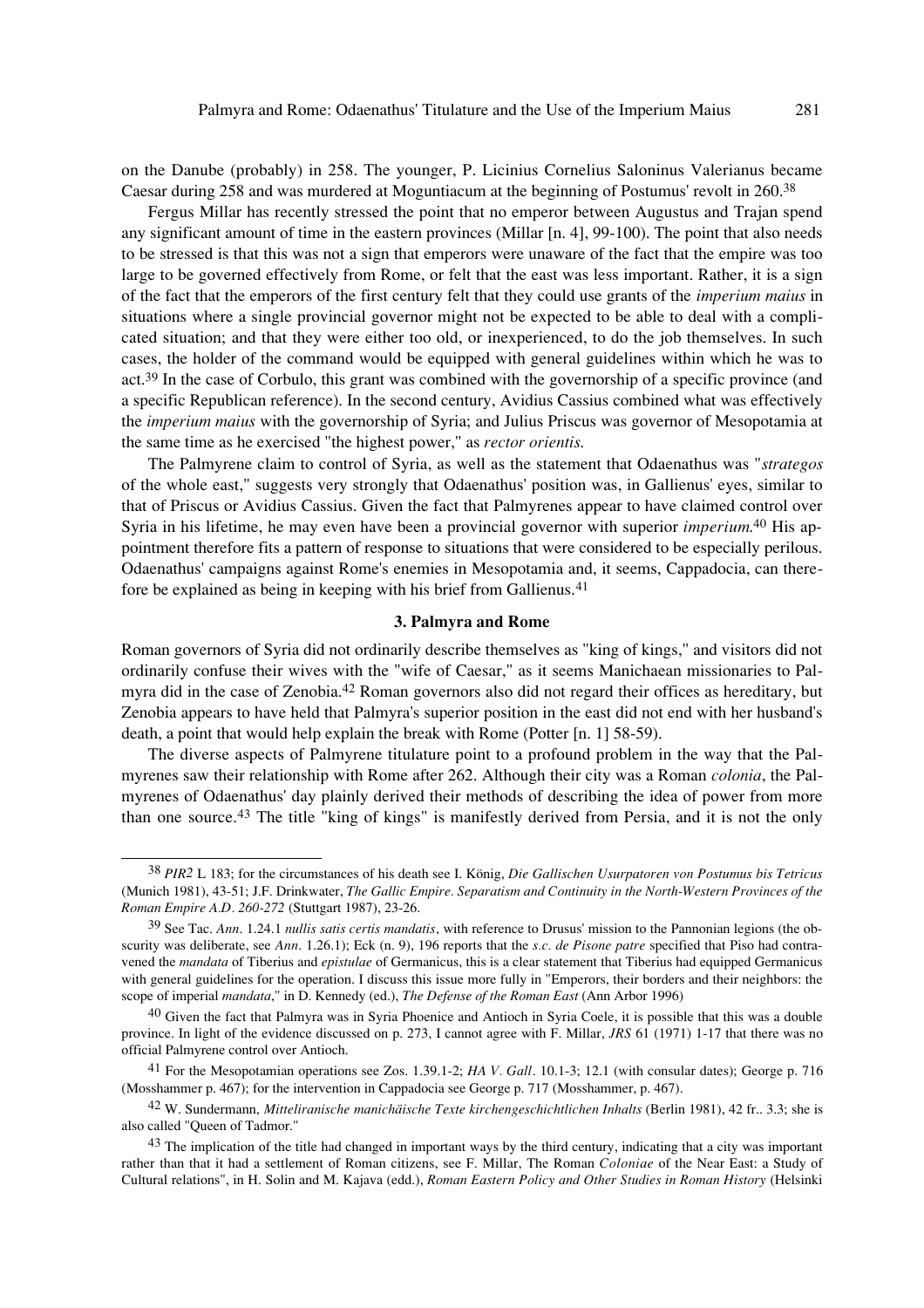on the Danube (probably) in 258. The younger, P. Licinius Cornelius Saloninus Valerianus became Caesar during 258 and was murdered at Moguntiacum at the beginning of Postumus' revolt in 260.[38]

Fergus Millar has recently stressed the point that no emperor between Augustus and Trajan spend any significant amount of time in the eastern provinces (Millar [n. 4], 99-100). The point that also needs to be stressed is that this was not a sign that emperors were unaware of the fact that the empire was too large to be governed effectively from Rome, or felt that the east was less important. Rather, it is a sign of the fact that the emperors of the first century felt that they could use grants of the *imperium maius* in situations where a single provincial governor might not be expected to be able to deal with a complicated situation; and that they were either too old, or inexperienced, to do the job themselves. In such cases, the holder of the command would be equipped with general guidelines within which he was to act.[39] In the case of Corbulo, this grant was combined with the governorship of a specific province (and a specific Republican reference). In the second century, Avidius Cassius combined what was effectively the *imperium maius* with the governorship of Syria; and Julius Priscus was governor of Mesopotamia at the same time as he exercised "the highest power," as *rector orientis.*

The Palmyrene claim to control of Syria, as well as the statement that Odaenathus was "*strategos* of the whole east," suggests very strongly that Odaenathus' position was, in Gallienus' eyes, similar to that of Priscus or Avidius Cassius. Given the fact that Palmyrenes appear to have claimed control over Syria in his lifetime, he may even have been a provincial governor with superior *imperium.*[40] His appointment therefore fits a pattern of response to situations that were considered to be especially perilous. Odaenathus' campaigns against Rome's enemies in Mesopotamia and, it seems, Cappadocia, can therefore be explained as being in keeping with his brief from Gallienus.[41]

### 3. Palmyra and Rome

Roman governors of Syria did not ordinarily describe themselves as "king of kings," and visitors did not ordinarily confuse their wives with the "wife of Caesar," as it seems Manichaean missionaries to Palmyra did in the case of Zenobia.[42] Roman governors also did not regard their offices as hereditary, but Zenobia appears to have held that Palmyra's superior position in the east did not end with her husband's death, a point that would help explain the break with Rome (Potter [n. 1] 58-59).

The diverse aspects of Palmyrene titulature point to a profound problem in the way that the Palmyrenes saw their relationship with Rome after 262. Although their city was a Roman *colonia*, the Palmyrenes of Odaenathus' day plainly derived their methods of describing the idea of power from more than one source.[43] The title "king of kings" is manifestly derived from Persia, and it is not the only

---

[38] *PIR2* L 183; for the circumstances of his death see I. König, *Die Gallischen Usurpatoren von Postumus bis Tetricus* (Munich 1981), 43-51; J.F. Drinkwater, *The Gallic Empire. Separatism and Continuity in the North-Western Provinces of the Roman Empire A.D. 260-272* (Stuttgart 1987), 23-26.

[39] See Tac. *Ann*. 1.24.1 *nullis satis certis mandatis*, with reference to Drusus' mission to the Pannonian legions (the obscurity was deliberate, see *Ann*. 1.26.1); Eck (n. 9), 196 reports that the *s.c. de Pisone patre* specified that Piso had contravened the *mandata* of Tiberius and *epistulae* of Germanicus, this is a clear statement that Tiberius had equipped Germanicus with general guidelines for the operation. I discuss this issue more fully in "Emperors, their borders and their neighbors: the scope of imperial *mandata*," in D. Kennedy (ed.), *The Defense of the Roman East* (Ann Arbor 1996)

[40] Given the fact that Palmyra was in Syria Phoenice and Antioch in Syria Coele, it is possible that this was a double province. In light of the evidence discussed on p. 273, I cannot agree with F. Millar, *JRS* 61 (1971) 1-17 that there was no official Palmyrene control over Antioch.

[41] For the Mesopotamian operations see Zos. 1.39.1-2; *HA V. Gall*. 10.1-3; 12.1 (with consular dates); George p. 716 (Mosshammer p. 467); for the intervention in Cappadocia see George p. 717 (Mosshammer, p. 467).

[42] W. Sundermann, *Mitteliranische manichäische Texte kirchengeschichtlichen Inhalts* (Berlin 1981), 42 fr.. 3.3; she is also called "Queen of Tadmor."

[43] The implication of the title had changed in important ways by the third century, indicating that a city was important rather than that it had a settlement of Roman citizens, see F. Millar, The Roman *Coloniae* of the Near East: a Study of Cultural relations", in H. Solin and M. Kajava (edd.), *Roman Eastern Policy and Other Studies in Roman History* (Helsinki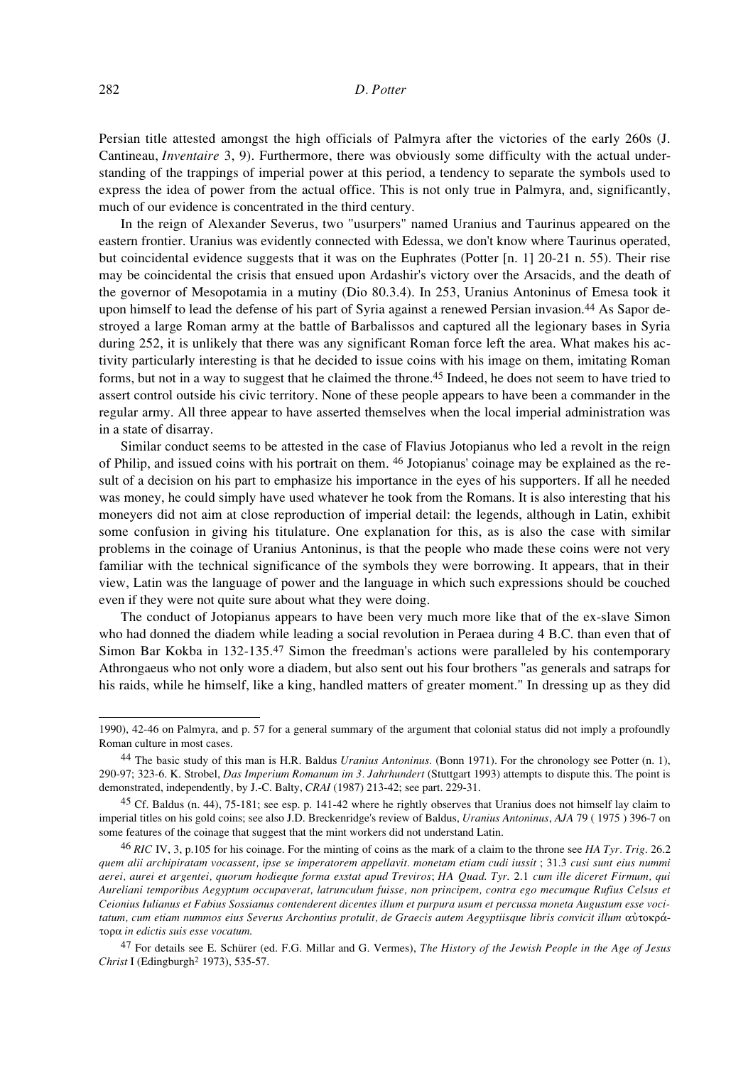Persian title attested amongst the high officials of Palmyra after the victories of the early 260s (J. Cantineau, *Inventaire* 3, 9). Furthermore, there was obviously some difficulty with the actual understanding of the trappings of imperial power at this period, a tendency to separate the symbols used to express the idea of power from the actual office. This is not only true in Palmyra, and, significantly, much of our evidence is concentrated in the third century.

In the reign of Alexander Severus, two "usurpers" named Uranius and Taurinus appeared on the eastern frontier. Uranius was evidently connected with Edessa, we don't know where Taurinus operated, but coincidental evidence suggests that it was on the Euphrates (Potter [n. 1] 20-21 n. 55). Their rise may be coincidental the crisis that ensued upon Ardashir's victory over the Arsacids, and the death of the governor of Mesopotamia in a mutiny (Dio 80.3.4). In 253, Uranius Antoninus of Emesa took it upon himself to lead the defense of his part of Syria against a renewed Persian invasion.[44] As Sapor destroyed a large Roman army at the battle of Barbalissos and captured all the legionary bases in Syria during 252, it is unlikely that there was any significant Roman force left the area. What makes his activity particularly interesting is that he decided to issue coins with his image on them, imitating Roman forms, but not in a way to suggest that he claimed the throne.[45] Indeed, he does not seem to have tried to assert control outside his civic territory. None of these people appears to have been a commander in the regular army. All three appear to have asserted themselves when the local imperial administration was in a state of disarray.

Similar conduct seems to be attested in the case of Flavius Jotopianus who led a revolt in the reign of Philip, and issued coins with his portrait on them. [46] Jotopianus' coinage may be explained as the result of a decision on his part to emphasize his importance in the eyes of his supporters. If all he needed was money, he could simply have used whatever he took from the Romans. It is also interesting that his moneyers did not aim at close reproduction of imperial detail: the legends, although in Latin, exhibit some confusion in giving his titulature. One explanation for this, as is also the case with similar problems in the coinage of Uranius Antoninus, is that the people who made these coins were not very familiar with the technical significance of the symbols they were borrowing. It appears, that in their view, Latin was the language of power and the language in which such expressions should be couched even if they were not quite sure about what they were doing.

The conduct of Jotopianus appears to have been very much more like that of the ex-slave Simon who had donned the diadem while leading a social revolution in Peraea during 4 B.C. than even that of Simon Bar Kokba in 132-135.[47] Simon the freedman's actions were paralleled by his contemporary Athrongaeus who not only wore a diadem, but also sent out his four brothers "as generals and satraps for his raids, while he himself, like a king, handled matters of greater moment." In dressing up as they did

---

1990), 42-46 on Palmyra, and p. 57 for a general summary of the argument that colonial status did not imply a profoundly Roman culture in most cases.

[44] The basic study of this man is H.R. Baldus *Uranius Antoninus.* (Bonn 1971). For the chronology see Potter (n. 1), 290-97; 323-6. K. Strobel, *Das Imperium Romanum im 3. Jahrhundert* (Stuttgart 1993) attempts to dispute this. The point is demonstrated, independently, by J.-C. Balty, *CRAI* (1987) 213-42; see part. 229-31.

[45] Cf. Baldus (n. 44), 75-181; see esp. p. 141-42 where he rightly observes that Uranius does not himself lay claim to imperial titles on his gold coins; see also J.D. Breckenridge's review of Baldus, *Uranius Antoninus*, *AJA* 79 ( 1975 ) 396-7 on some features of the coinage that suggest that the mint workers did not understand Latin.

[46] *RIC* IV, 3, p.105 for his coinage. For the minting of coins as the mark of a claim to the throne see *HA Tyr. Trig.* 26.2 *quem alii archipiratam vocassent, ipse se imperatorem appellavit. monetam etiam cudi iussit* ; 31.3 *cusi sunt eius nummi aerei, aurei et argentei, quorum hodieque forma exstat apud Treviros*; *HA Quad. Tyr.* 2.1 *cum ille diceret Firmum, qui Aureliani temporibus Aegyptum occupaverat, latrunculum fuisse, non principem, contra ego mecumque Rufius Celsus et Ceionius Iulianus et Fabius Sossianus contenderent dicentes illum et purpura usum et percussa moneta Augustum esse vocitatum, cum etiam nummos eius Severus Archontius protulit, de Graecis autem Aegyptiisque libris convicit illum* αὐτοκράτορα *in edictis suis esse vocatum.*

[47] For details see E. Schürer (ed. F.G. Millar and G. Vermes), *The History of the Jewish People in the Age of Jesus Christ* I (Edingburgh[2] 1973), 535-57.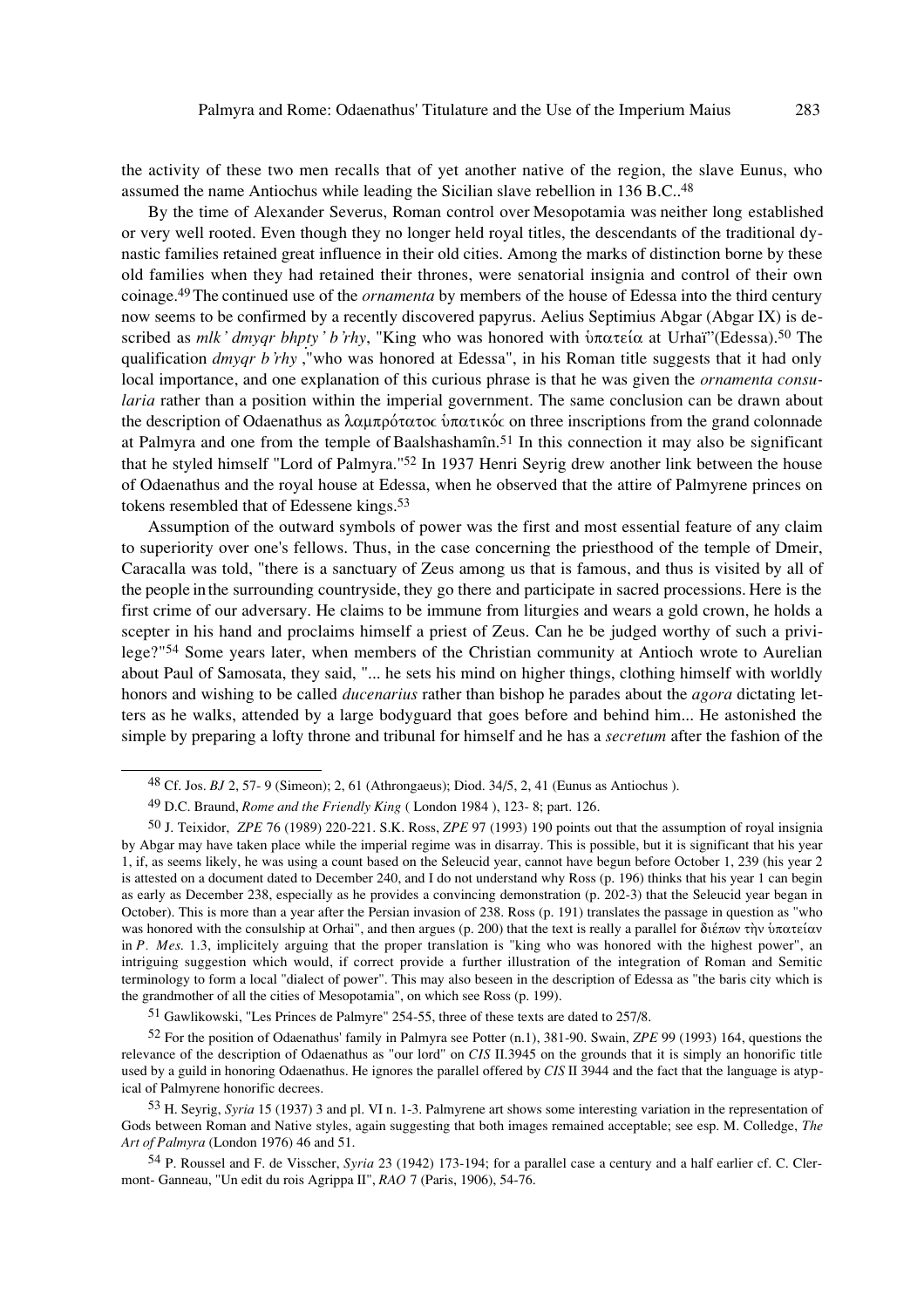the activity of these two men recalls that of yet another native of the region, the slave Eunus, who assumed the name Antiochus while leading the Sicilian slave rebellion in 136 B.C..[48]

By the time of Alexander Severus, Roman control over Mesopotamia was neither long established or very well rooted. Even though they no longer held royal titles, the descendants of the traditional dynastic families retained great influence in their old cities. Among the marks of distinction borne by these old families when they had retained their thrones, were senatorial insignia and control of their own coinage.[49] The continued use of the *ornamenta* by members of the house of Edessa into the third century now seems to be confirmed by a recently discovered papyrus. Aelius Septimius Abgar (Abgar IX) is described as *mlk' dmyqr bhpṭy' b'rhy*, "King who was honored with ὑπατεία at Urhaï"(Edessa).[50] The qualification *dmyqr b'rhy* ,"who was honored at Edessa", in his Roman title suggests that it had only local importance, and one explanation of this curious phrase is that he was given the *ornamenta consularia* rather than a position within the imperial government. The same conclusion can be drawn about the description of Odaenathus as λαμπρότατος ὑπατικός on three inscriptions from the grand colonnade at Palmyra and one from the temple of Baalshashamîn.[51] In this connection it may also be significant that he styled himself "Lord of Palmyra."[52] In 1937 Henri Seyrig drew another link between the house of Odaenathus and the royal house at Edessa, when he observed that the attire of Palmyrene princes on tokens resembled that of Edessene kings.[53]

Assumption of the outward symbols of power was the first and most essential feature of any claim to superiority over one's fellows. Thus, in the case concerning the priesthood of the temple of Dmeir, Caracalla was told, "there is a sanctuary of Zeus among us that is famous, and thus is visited by all of the people in the surrounding countryside, they go there and participate in sacred processions. Here is the first crime of our adversary. He claims to be immune from liturgies and wears a gold crown, he holds a scepter in his hand and proclaims himself a priest of Zeus. Can he be judged worthy of such a privilege?"[54] Some years later, when members of the Christian community at Antioch wrote to Aurelian about Paul of Samosata, they said, "... he sets his mind on higher things, clothing himself with worldly honors and wishing to be called *ducenarius* rather than bishop he parades about the *agora* dictating letters as he walks, attended by a large bodyguard that goes before and behind him... He astonished the simple by preparing a lofty throne and tribunal for himself and he has a *secretum* after the fashion of the

---

[48] Cf. Jos. *BJ* 2, 57- 9 (Simeon); 2, 61 (Athrongaeus); Diod. 34/5, 2, 41 (Eunus as Antiochus ).

[49] D.C. Braund, *Rome and the Friendly King* ( London 1984 ), 123- 8; part. 126.

[50] J. Teixidor, *ZPE* 76 (1989) 220-221. S.K. Ross, *ZPE* 97 (1993) 190 points out that the assumption of royal insignia by Abgar may have taken place while the imperial regime was in disarray. This is possible, but it is significant that his year 1, if, as seems likely, he was using a count based on the Seleucid year, cannot have begun before October 1, 239 (his year 2 is attested on a document dated to December 240, and I do not understand why Ross (p. 196) thinks that his year 1 can begin as early as December 238, especially as he provides a convincing demonstration (p. 202-3) that the Seleucid year began in October). This is more than a year after the Persian invasion of 238. Ross (p. 191) translates the passage in question as "who was honored with the consulship at Orhai", and then argues (p. 200) that the text is really a parallel for διέπων τὴν ὑπατείαν in *P. Mes.* 1.3, implicitely arguing that the proper translation is "king who was honored with the highest power", an intriguing suggestion which would, if correct provide a further illustration of the integration of Roman and Semitic terminology to form a local "dialect of power". This may also beseen in the description of Edessa as "the baris city which is the grandmother of all the cities of Mesopotamia", on which see Ross (p. 199).

[51] Gawlikowski, "Les Princes de Palmyre" 254-55, three of these texts are dated to 257/8.

[52] For the position of Odaenathus' family in Palmyra see Potter (n.1), 381-90. Swain, *ZPE* 99 (1993) 164, questions the relevance of the description of Odaenathus as "our lord" on *CIS* II.3945 on the grounds that it is simply an honorific title used by a guild in honoring Odaenathus. He ignores the parallel offered by *CIS* II 3944 and the fact that the language is atypical of Palmyrene honorific decrees.

[53] H. Seyrig, *Syria* 15 (1937) 3 and pl. VI n. 1-3. Palmyrene art shows some interesting variation in the representation of Gods between Roman and Native styles, again suggesting that both images remained acceptable; see esp. M. Colledge, *The Art of Palmyra* (London 1976) 46 and 51.

[54] P. Roussel and F. de Visscher, *Syria* 23 (1942) 173-194; for a parallel case a century and a half earlier cf. C. Clermont- Ganneau, "Un edit du rois Agrippa II", *RAO* 7 (Paris, 1906), 54-76.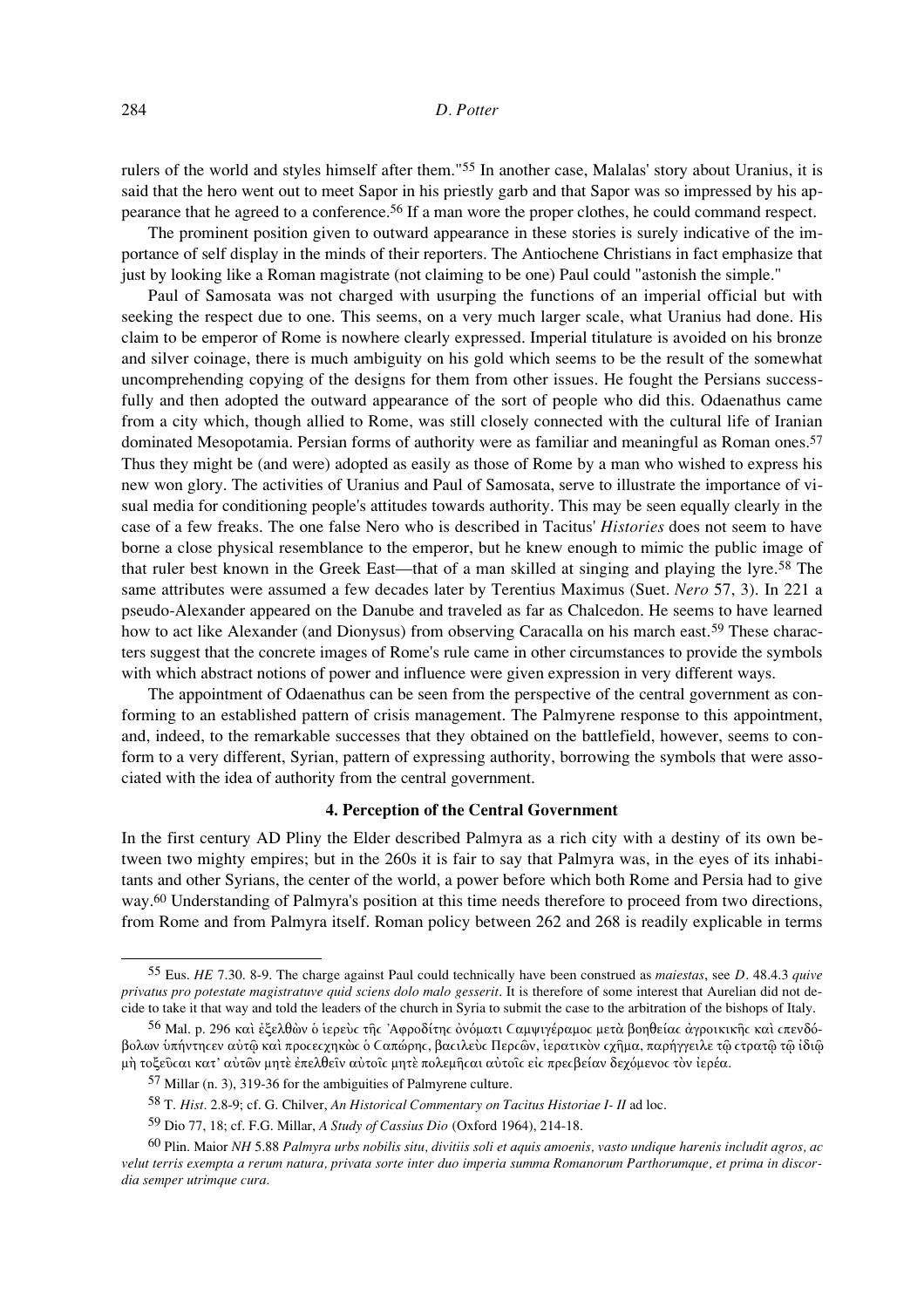rulers of the world and styles himself after them."[55] In another case, Malalas' story about Uranius, it is said that the hero went out to meet Sapor in his priestly garb and that Sapor was so impressed by his appearance that he agreed to a conference.[56] If a man wore the proper clothes, he could command respect.

The prominent position given to outward appearance in these stories is surely indicative of the importance of self display in the minds of their reporters. The Antiochene Christians in fact emphasize that just by looking like a Roman magistrate (not claiming to be one) Paul could "astonish the simple."

Paul of Samosata was not charged with usurping the functions of an imperial official but with seeking the respect due to one. This seems, on a very much larger scale, what Uranius had done. His claim to be emperor of Rome is nowhere clearly expressed. Imperial titulature is avoided on his bronze and silver coinage, there is much ambiguity on his gold which seems to be the result of the somewhat uncomprehending copying of the designs for them from other issues. He fought the Persians successfully and then adopted the outward appearance of the sort of people who did this. Odaenathus came from a city which, though allied to Rome, was still closely connected with the cultural life of Iranian dominated Mesopotamia. Persian forms of authority were as familiar and meaningful as Roman ones.[57] Thus they might be (and were) adopted as easily as those of Rome by a man who wished to express his new won glory. The activities of Uranius and Paul of Samosata, serve to illustrate the importance of visual media for conditioning people's attitudes towards authority. This may be seen equally clearly in the case of a few freaks. The one false Nero who is described in Tacitus' *Histories* does not seem to have borne a close physical resemblance to the emperor, but he knew enough to mimic the public image of that ruler best known in the Greek East—that of a man skilled at singing and playing the lyre.[58] The same attributes were assumed a few decades later by Terentius Maximus (Suet. *Nero* 57, 3). In 221 a pseudo-Alexander appeared on the Danube and traveled as far as Chalcedon. He seems to have learned how to act like Alexander (and Dionysus) from observing Caracalla on his march east.[59] These characters suggest that the concrete images of Rome's rule came in other circumstances to provide the symbols with which abstract notions of power and influence were given expression in very different ways.

The appointment of Odaenathus can be seen from the perspective of the central government as conforming to an established pattern of crisis management. The Palmyrene response to this appointment, and, indeed, to the remarkable successes that they obtained on the battlefield, however, seems to conform to a very different, Syrian, pattern of expressing authority, borrowing the symbols that were associated with the idea of authority from the central government.

### 4. Perception of the Central Government

In the first century AD Pliny the Elder described Palmyra as a rich city with a destiny of its own between two mighty empires; but in the 260s it is fair to say that Palmyra was, in the eyes of its inhabitants and other Syrians, the center of the world, a power before which both Rome and Persia had to give way.[60] Understanding of Palmyra's position at this time needs therefore to proceed from two directions, from Rome and from Palmyra itself. Roman policy between 262 and 268 is readily explicable in terms

---

[55] Eus. *HE* 7.30. 8-9. The charge against Paul could technically have been construed as *maiestas*, see *D*. 48.4.3 *quive privatus pro potestate magistratuve quid sciens dolo malo gesserit*. It is therefore of some interest that Aurelian did not decide to take it that way and told the leaders of the church in Syria to submit the case to the arbitration of the bishops of Italy.

[56] Mal. p. 296 καὶ ἐξελθὼν ὁ ἱερεὺς τῆς Ἀφροδίτης ὀνόματι Σαμψιγέραμος μετὰ βοηθείας ἀγροικικῆς καὶ σφενδόβολων ὑπήντησεν αὐτῷ καὶ προσεσχηκὼς ὁ Σαπώρης, βασιλεὺς Περσῶν, ἱερατικὸν σχῆμα, παρήγγειλε τῷ στρατῷ τῷ ἰδίῳ μὴ τοξεῦσαι κατ᾽ αὐτῶν μητὲ ἐπελθεῖν αὐτοῖς μητὲ πολεμῆσαι αὐτοῖς εἰς πρεσβείαν δεχόμενος τὸν ἱερέα.

[57] Millar (n. 3), 319-36 for the ambiguities of Palmyrene culture.

[58] T. *Hist*. 2.8-9; cf. G. Chilver, *An Historical Commentary on Tacitus Historiae I- II* ad loc.

[59] Dio 77, 18; cf. F.G. Millar, *A Study of Cassius Dio* (Oxford 1964), 214-18.

[60] Plin. Maior *NH* 5.88 *Palmyra urbs nobilis situ, divitiis soli et aquis amoenis, vasto undique harenis includit agros, ac velut terris exempta a rerum natura, privata sorte inter duo imperia summa Romanorum Parthorumque, et prima in discordia semper utrimque cura.*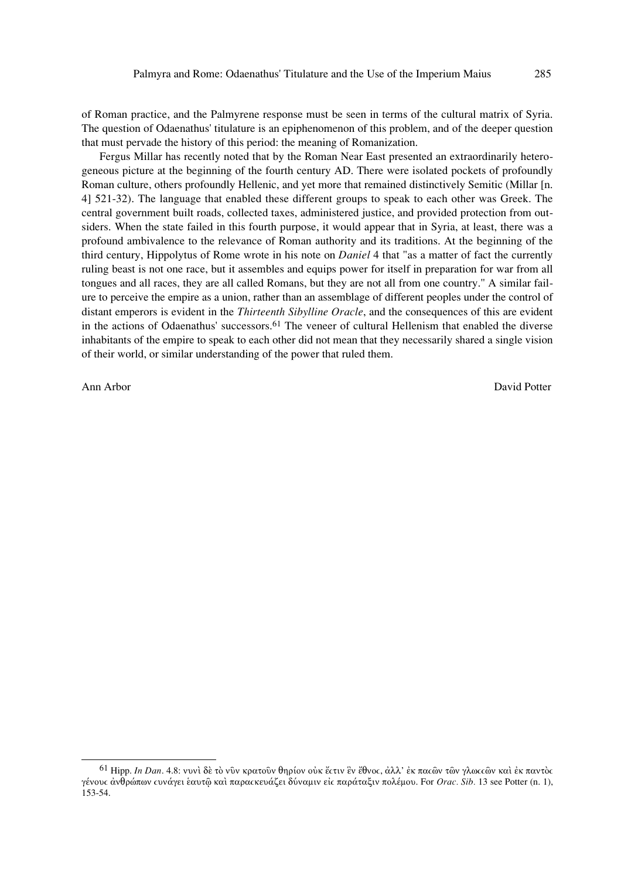of Roman practice, and the Palmyrene response must be seen in terms of the cultural matrix of Syria. The question of Odaenathus' titulature is an epiphenomenon of this problem, and of the deeper question that must pervade the history of this period: the meaning of Romanization.

Fergus Millar has recently noted that by the Roman Near East presented an extraordinarily heterogeneous picture at the beginning of the fourth century AD. There were isolated pockets of profoundly Roman culture, others profoundly Hellenic, and yet more that remained distinctively Semitic (Millar [n. 4] 521-32). The language that enabled these different groups to speak to each other was Greek. The central government built roads, collected taxes, administered justice, and provided protection from outsiders. When the state failed in this fourth purpose, it would appear that in Syria, at least, there was a profound ambivalence to the relevance of Roman authority and its traditions. At the beginning of the third century, Hippolytus of Rome wrote in his note on *Daniel* 4 that "as a matter of fact the currently ruling beast is not one race, but it assembles and equips power for itself in preparation for war from all tongues and all races, they are all called Romans, but they are not all from one country." A similar failure to perceive the empire as a union, rather than an assemblage of different peoples under the control of distant emperors is evident in the *Thirteenth Sibylline Oracle*, and the consequences of this are evident in the actions of Odaenathus' successors.[61] The veneer of cultural Hellenism that enabled the diverse inhabitants of the empire to speak to each other did not mean that they necessarily shared a single vision of their world, or similar understanding of the power that ruled them.

Ann Arbor David Potter

---

[61] Hipp. *In Dan*. 4.8: νυνὶ δὲ τὸ νῦν κρατοῦν θηρίον οὐκ ἔϲτιν ἓν ἔθνοϲ, ἀλλ' ἐκ παϲῶν τῶν γλωϲϲῶν καὶ ἐκ παντὸϲ γένουϲ ἀνθρώπων ϲυνάγει ἑαυτῷ καὶ παραϲκευάζει δύναμιν εἰϲ παράταξιν πολέμου. For *Orac. Sib*. 13 see Potter (n. 1), 153-54.